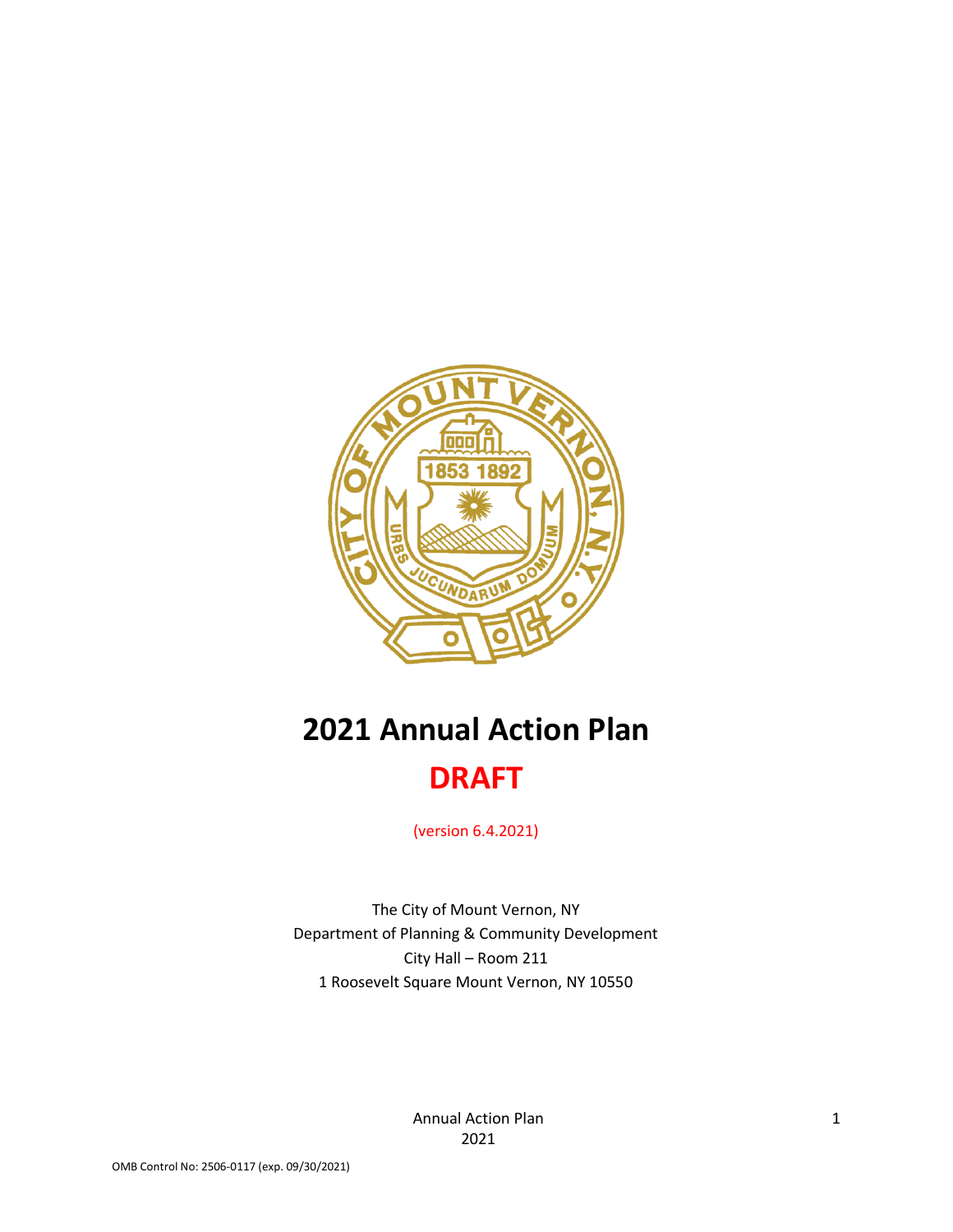# 2021 Annual Action Plan

## DRAFT

(version 6.4.2021)

The City of Mount Vernon, NY
Department of Planning & Community Development
City Hall – Room 211
1 Roosevelt Square Mount Vernon, NY 10550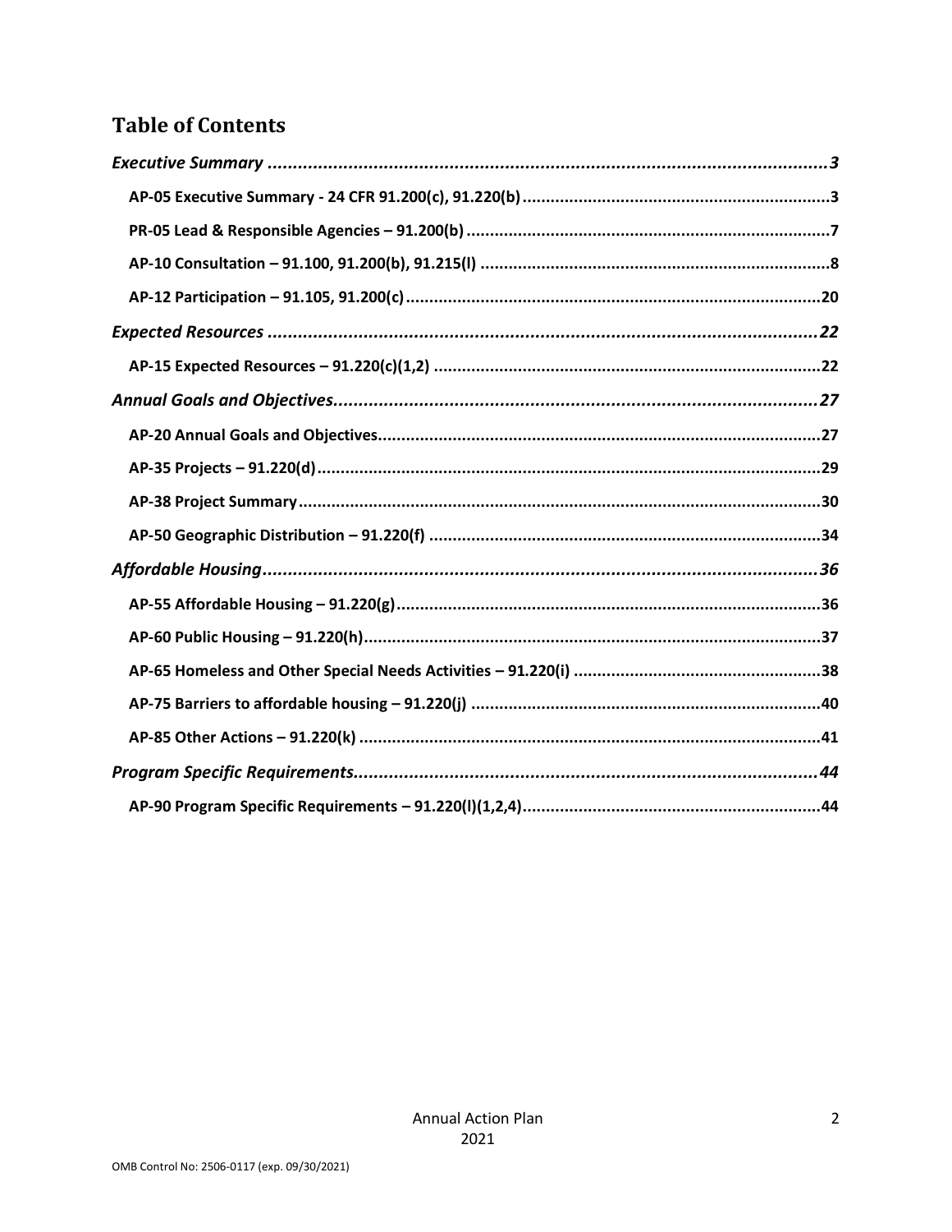# Table of Contents

*Executive Summary* ........................................................................................................... *3*

**AP-05 Executive Summary - 24 CFR 91.200(c), 91.220(b)** .............................................................. **3**

**PR-05 Lead & Responsible Agencies – 91.200(b)** ........................................................................... **7**

**AP-10 Consultation – 91.100, 91.200(b), 91.215(l)** .......................................................................... **8**

**AP-12 Participation – 91.105, 91.200(c)** ........................................................................................ **20**

*Expected Resources* ........................................................................................................ *22*

**AP-15 Expected Resources – 91.220(c)(1,2)** ................................................................................... **22**

*Annual Goals and Objectives* ........................................................................................... *27*

**AP-20 Annual Goals and Objectives** .............................................................................................. **27**

**AP-35 Projects – 91.220(d)** ........................................................................................................... **29**

**AP-38 Project Summary** ................................................................................................................ **30**

**AP-50 Geographic Distribution – 91.220(f)** .................................................................................... **34**

*Affordable Housing* ......................................................................................................... *36*

**AP-55 Affordable Housing – 91.220(g)** ........................................................................................... **36**

**AP-60 Public Housing – 91.220(h)** .................................................................................................. **37**

**AP-65 Homeless and Other Special Needs Activities – 91.220(i)** ..................................................... **38**

**AP-75 Barriers to affordable housing – 91.220(j)** ........................................................................... **40**

**AP-85 Other Actions – 91.220(k)** ..................................................................................................... **41**

*Program Specific Requirements* ....................................................................................... *44*

**AP-90 Program Specific Requirements – 91.220(l)(1,2,4)** ............................................................... **44**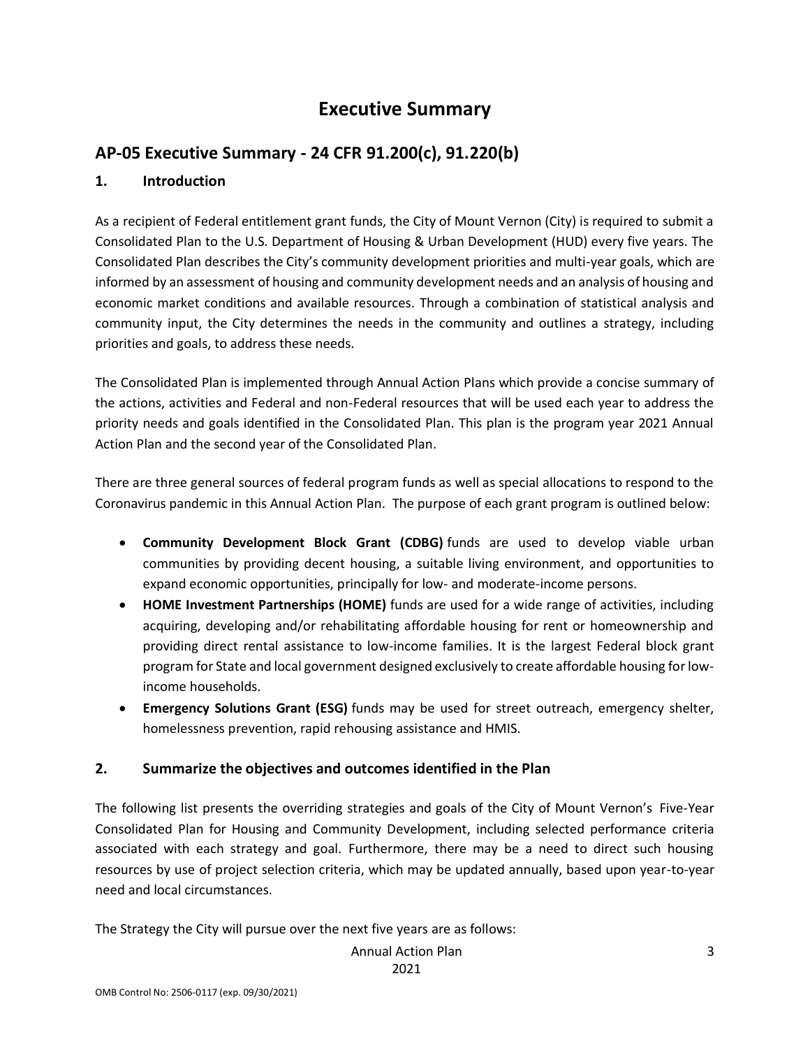# Executive Summary

## AP-05 Executive Summary - 24 CFR 91.200(c), 91.220(b)

### 1. Introduction

As a recipient of Federal entitlement grant funds, the City of Mount Vernon (City) is required to submit a Consolidated Plan to the U.S. Department of Housing & Urban Development (HUD) every five years. The Consolidated Plan describes the City's community development priorities and multi-year goals, which are informed by an assessment of housing and community development needs and an analysis of housing and economic market conditions and available resources. Through a combination of statistical analysis and community input, the City determines the needs in the community and outlines a strategy, including priorities and goals, to address these needs.

The Consolidated Plan is implemented through Annual Action Plans which provide a concise summary of the actions, activities and Federal and non-Federal resources that will be used each year to address the priority needs and goals identified in the Consolidated Plan. This plan is the program year 2021 Annual Action Plan and the second year of the Consolidated Plan.

There are three general sources of federal program funds as well as special allocations to respond to the Coronavirus pandemic in this Annual Action Plan. The purpose of each grant program is outlined below:

- **Community Development Block Grant (CDBG)** funds are used to develop viable urban communities by providing decent housing, a suitable living environment, and opportunities to expand economic opportunities, principally for low- and moderate-income persons.
- **HOME Investment Partnerships (HOME)** funds are used for a wide range of activities, including acquiring, developing and/or rehabilitating affordable housing for rent or homeownership and providing direct rental assistance to low-income families. It is the largest Federal block grant program for State and local government designed exclusively to create affordable housing for low-income households.
- **Emergency Solutions Grant (ESG)** funds may be used for street outreach, emergency shelter, homelessness prevention, rapid rehousing assistance and HMIS.

### 2. Summarize the objectives and outcomes identified in the Plan

The following list presents the overriding strategies and goals of the City of Mount Vernon's Five-Year Consolidated Plan for Housing and Community Development, including selected performance criteria associated with each strategy and goal. Furthermore, there may be a need to direct such housing resources by use of project selection criteria, which may be updated annually, based upon year-to-year need and local circumstances.

The Strategy the City will pursue over the next five years are as follows: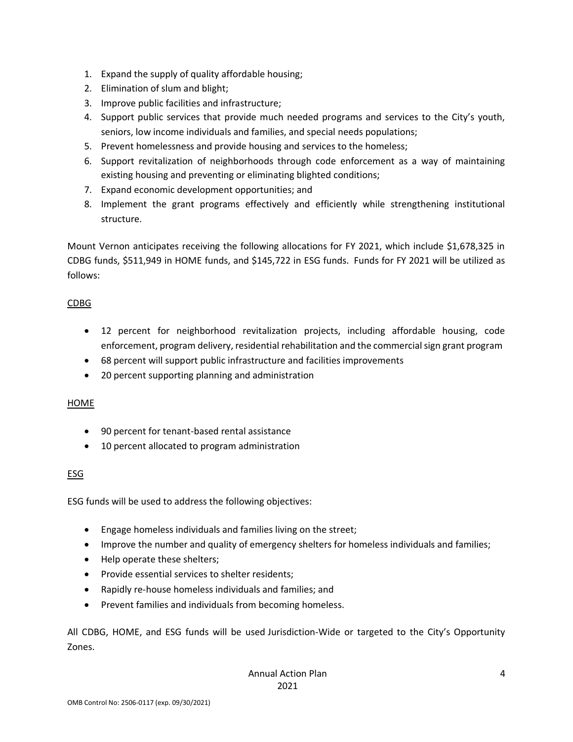1. Expand the supply of quality affordable housing;
2. Elimination of slum and blight;
3. Improve public facilities and infrastructure;
4. Support public services that provide much needed programs and services to the City's youth, seniors, low income individuals and families, and special needs populations;
5. Prevent homelessness and provide housing and services to the homeless;
6. Support revitalization of neighborhoods through code enforcement as a way of maintaining existing housing and preventing or eliminating blighted conditions;
7. Expand economic development opportunities; and
8. Implement the grant programs effectively and efficiently while strengthening institutional structure.

Mount Vernon anticipates receiving the following allocations for FY 2021, which include $1,678,325 in CDBG funds, $511,949 in HOME funds, and $145,722 in ESG funds. Funds for FY 2021 will be utilized as follows:

<u>CDBG</u>

- 12 percent for neighborhood revitalization projects, including affordable housing, code enforcement, program delivery, residential rehabilitation and the commercial sign grant program
- 68 percent will support public infrastructure and facilities improvements
- 20 percent supporting planning and administration

<u>HOME</u>

- 90 percent for tenant-based rental assistance
- 10 percent allocated to program administration

<u>ESG</u>

ESG funds will be used to address the following objectives:

- Engage homeless individuals and families living on the street;
- Improve the number and quality of emergency shelters for homeless individuals and families;
- Help operate these shelters;
- Provide essential services to shelter residents;
- Rapidly re-house homeless individuals and families; and
- Prevent families and individuals from becoming homeless.

All CDBG, HOME, and ESG funds will be used Jurisdiction-Wide or targeted to the City's Opportunity Zones.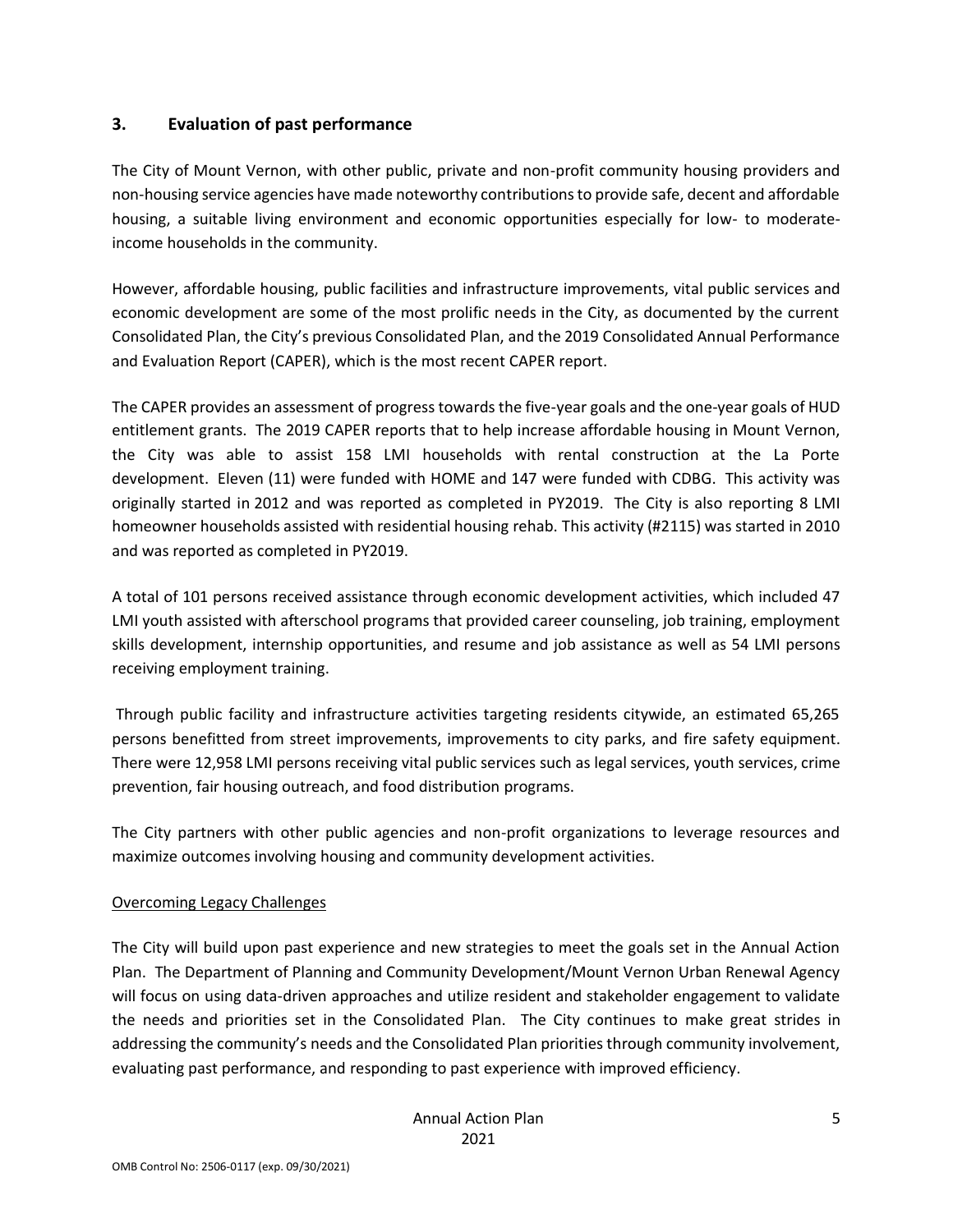## 3. Evaluation of past performance

The City of Mount Vernon, with other public, private and non-profit community housing providers and non-housing service agencies have made noteworthy contributions to provide safe, decent and affordable housing, a suitable living environment and economic opportunities especially for low- to moderate-income households in the community.

However, affordable housing, public facilities and infrastructure improvements, vital public services and economic development are some of the most prolific needs in the City, as documented by the current Consolidated Plan, the City's previous Consolidated Plan, and the 2019 Consolidated Annual Performance and Evaluation Report (CAPER), which is the most recent CAPER report.

The CAPER provides an assessment of progress towards the five-year goals and the one-year goals of HUD entitlement grants. The 2019 CAPER reports that to help increase affordable housing in Mount Vernon, the City was able to assist 158 LMI households with rental construction at the La Porte development. Eleven (11) were funded with HOME and 147 were funded with CDBG. This activity was originally started in 2012 and was reported as completed in PY2019. The City is also reporting 8 LMI homeowner households assisted with residential housing rehab. This activity (#2115) was started in 2010 and was reported as completed in PY2019.

A total of 101 persons received assistance through economic development activities, which included 47 LMI youth assisted with afterschool programs that provided career counseling, job training, employment skills development, internship opportunities, and resume and job assistance as well as 54 LMI persons receiving employment training.

Through public facility and infrastructure activities targeting residents citywide, an estimated 65,265 persons benefitted from street improvements, improvements to city parks, and fire safety equipment. There were 12,958 LMI persons receiving vital public services such as legal services, youth services, crime prevention, fair housing outreach, and food distribution programs.

The City partners with other public agencies and non-profit organizations to leverage resources and maximize outcomes involving housing and community development activities.

Overcoming Legacy Challenges

The City will build upon past experience and new strategies to meet the goals set in the Annual Action Plan. The Department of Planning and Community Development/Mount Vernon Urban Renewal Agency will focus on using data-driven approaches and utilize resident and stakeholder engagement to validate the needs and priorities set in the Consolidated Plan. The City continues to make great strides in addressing the community's needs and the Consolidated Plan priorities through community involvement, evaluating past performance, and responding to past experience with improved efficiency.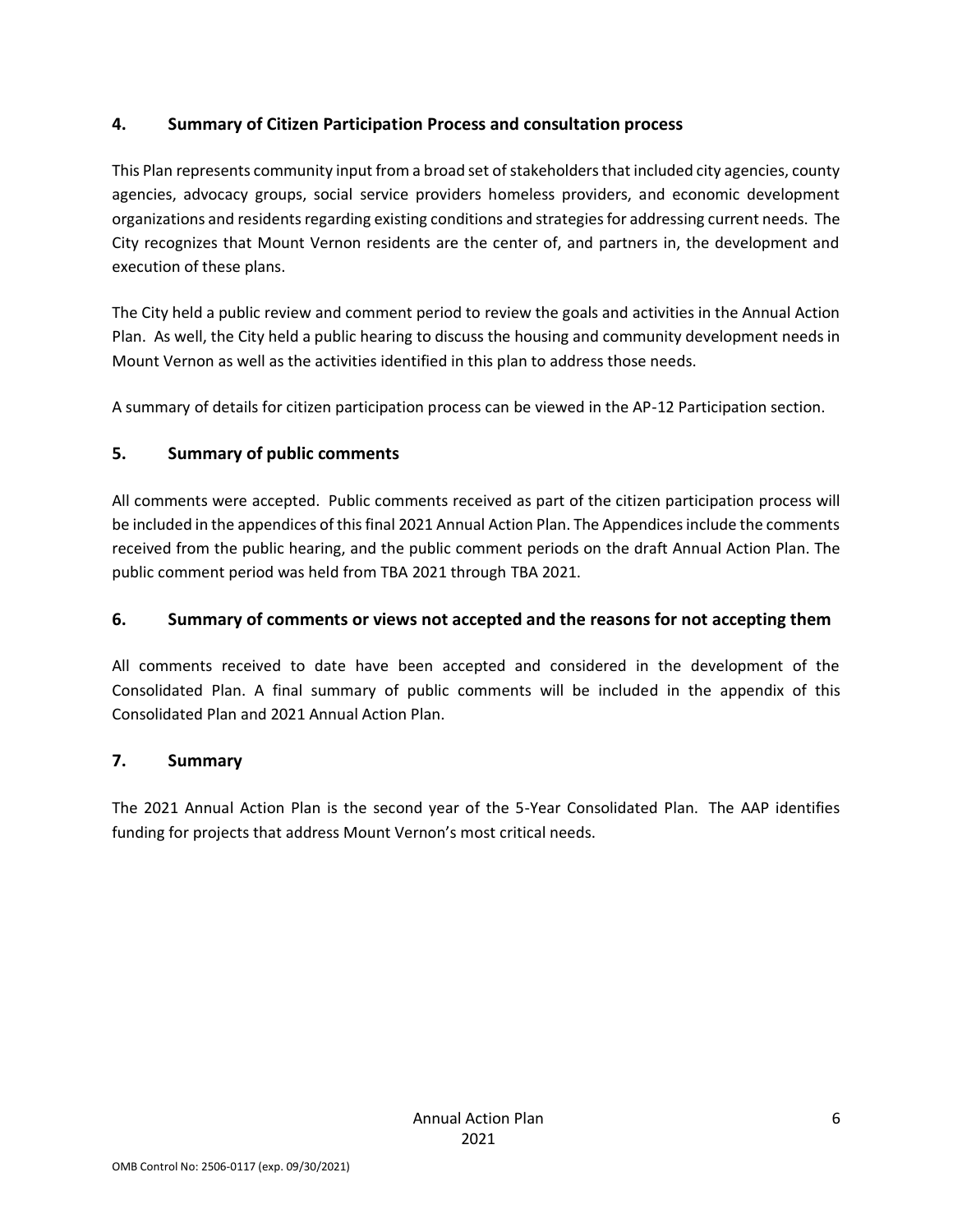## 4. Summary of Citizen Participation Process and consultation process

This Plan represents community input from a broad set of stakeholders that included city agencies, county agencies, advocacy groups, social service providers homeless providers, and economic development organizations and residents regarding existing conditions and strategies for addressing current needs. The City recognizes that Mount Vernon residents are the center of, and partners in, the development and execution of these plans.

The City held a public review and comment period to review the goals and activities in the Annual Action Plan. As well, the City held a public hearing to discuss the housing and community development needs in Mount Vernon as well as the activities identified in this plan to address those needs.

A summary of details for citizen participation process can be viewed in the AP-12 Participation section.

## 5. Summary of public comments

All comments were accepted. Public comments received as part of the citizen participation process will be included in the appendices of this final 2021 Annual Action Plan. The Appendices include the comments received from the public hearing, and the public comment periods on the draft Annual Action Plan. The public comment period was held from TBA 2021 through TBA 2021.

## 6. Summary of comments or views not accepted and the reasons for not accepting them

All comments received to date have been accepted and considered in the development of the Consolidated Plan. A final summary of public comments will be included in the appendix of this Consolidated Plan and 2021 Annual Action Plan.

## 7. Summary

The 2021 Annual Action Plan is the second year of the 5-Year Consolidated Plan. The AAP identifies funding for projects that address Mount Vernon's most critical needs.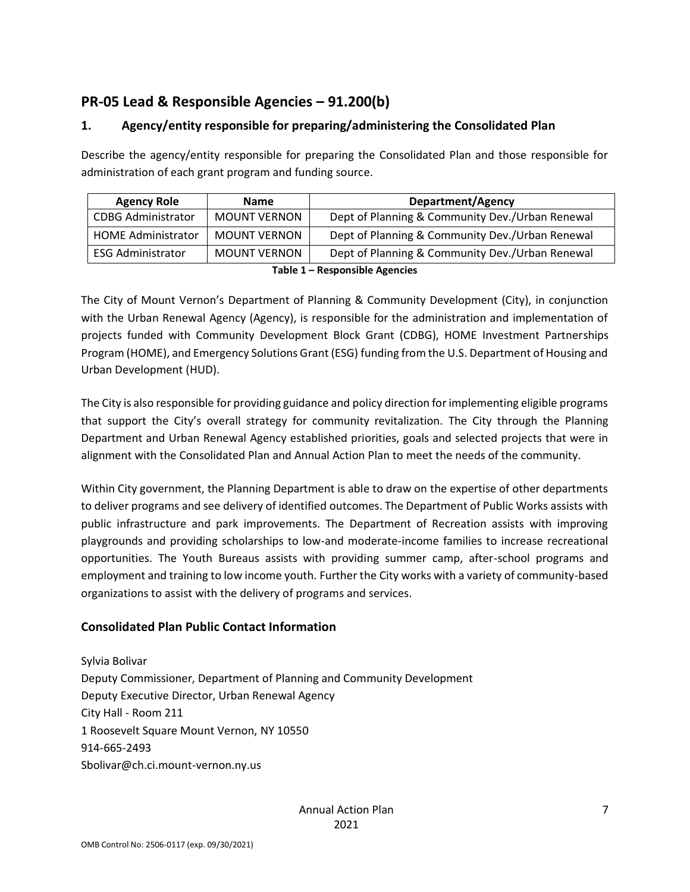## PR-05 Lead & Responsible Agencies – 91.200(b)

### 1. Agency/entity responsible for preparing/administering the Consolidated Plan

Describe the agency/entity responsible for preparing the Consolidated Plan and those responsible for administration of each grant program and funding source.

| Agency Role | Name | Department/Agency |
|---|---|---|
| CDBG Administrator | MOUNT VERNON | Dept of Planning & Community Dev./Urban Renewal |
| HOME Administrator | MOUNT VERNON | Dept of Planning & Community Dev./Urban Renewal |
| ESG Administrator | MOUNT VERNON | Dept of Planning & Community Dev./Urban Renewal |

**Table 1 – Responsible Agencies**

The City of Mount Vernon's Department of Planning & Community Development (City), in conjunction with the Urban Renewal Agency (Agency), is responsible for the administration and implementation of projects funded with Community Development Block Grant (CDBG), HOME Investment Partnerships Program (HOME), and Emergency Solutions Grant (ESG) funding from the U.S. Department of Housing and Urban Development (HUD).

The City is also responsible for providing guidance and policy direction for implementing eligible programs that support the City's overall strategy for community revitalization. The City through the Planning Department and Urban Renewal Agency established priorities, goals and selected projects that were in alignment with the Consolidated Plan and Annual Action Plan to meet the needs of the community.

Within City government, the Planning Department is able to draw on the expertise of other departments to deliver programs and see delivery of identified outcomes. The Department of Public Works assists with public infrastructure and park improvements. The Department of Recreation assists with improving playgrounds and providing scholarships to low-and moderate-income families to increase recreational opportunities. The Youth Bureaus assists with providing summer camp, after-school programs and employment and training to low income youth. Further the City works with a variety of community-based organizations to assist with the delivery of programs and services.

### Consolidated Plan Public Contact Information

Sylvia Bolivar
Deputy Commissioner, Department of Planning and Community Development
Deputy Executive Director, Urban Renewal Agency
City Hall - Room 211
1 Roosevelt Square Mount Vernon, NY 10550
914-665-2493
Sbolivar@ch.ci.mount-vernon.ny.us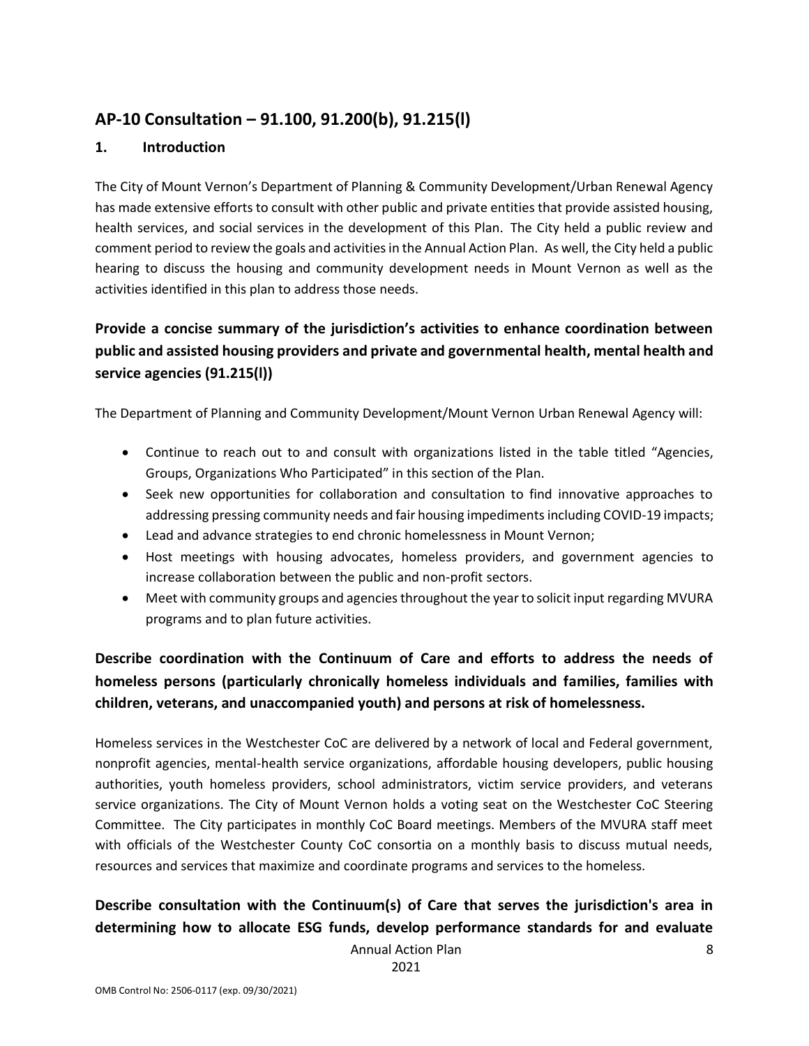## AP-10 Consultation – 91.100, 91.200(b), 91.215(l)

### 1. Introduction

The City of Mount Vernon's Department of Planning & Community Development/Urban Renewal Agency has made extensive efforts to consult with other public and private entities that provide assisted housing, health services, and social services in the development of this Plan. The City held a public review and comment period to review the goals and activities in the Annual Action Plan. As well, the City held a public hearing to discuss the housing and community development needs in Mount Vernon as well as the activities identified in this plan to address those needs.

### Provide a concise summary of the jurisdiction's activities to enhance coordination between public and assisted housing providers and private and governmental health, mental health and service agencies (91.215(l))

The Department of Planning and Community Development/Mount Vernon Urban Renewal Agency will:

- Continue to reach out to and consult with organizations listed in the table titled "Agencies, Groups, Organizations Who Participated" in this section of the Plan.
- Seek new opportunities for collaboration and consultation to find innovative approaches to addressing pressing community needs and fair housing impediments including COVID-19 impacts;
- Lead and advance strategies to end chronic homelessness in Mount Vernon;
- Host meetings with housing advocates, homeless providers, and government agencies to increase collaboration between the public and non-profit sectors.
- Meet with community groups and agencies throughout the year to solicit input regarding MVURA programs and to plan future activities.

### Describe coordination with the Continuum of Care and efforts to address the needs of homeless persons (particularly chronically homeless individuals and families, families with children, veterans, and unaccompanied youth) and persons at risk of homelessness.

Homeless services in the Westchester CoC are delivered by a network of local and Federal government, nonprofit agencies, mental-health service organizations, affordable housing developers, public housing authorities, youth homeless providers, school administrators, victim service providers, and veterans service organizations. The City of Mount Vernon holds a voting seat on the Westchester CoC Steering Committee. The City participates in monthly CoC Board meetings. Members of the MVURA staff meet with officials of the Westchester County CoC consortia on a monthly basis to discuss mutual needs, resources and services that maximize and coordinate programs and services to the homeless.

### Describe consultation with the Continuum(s) of Care that serves the jurisdiction's area in determining how to allocate ESG funds, develop performance standards for and evaluate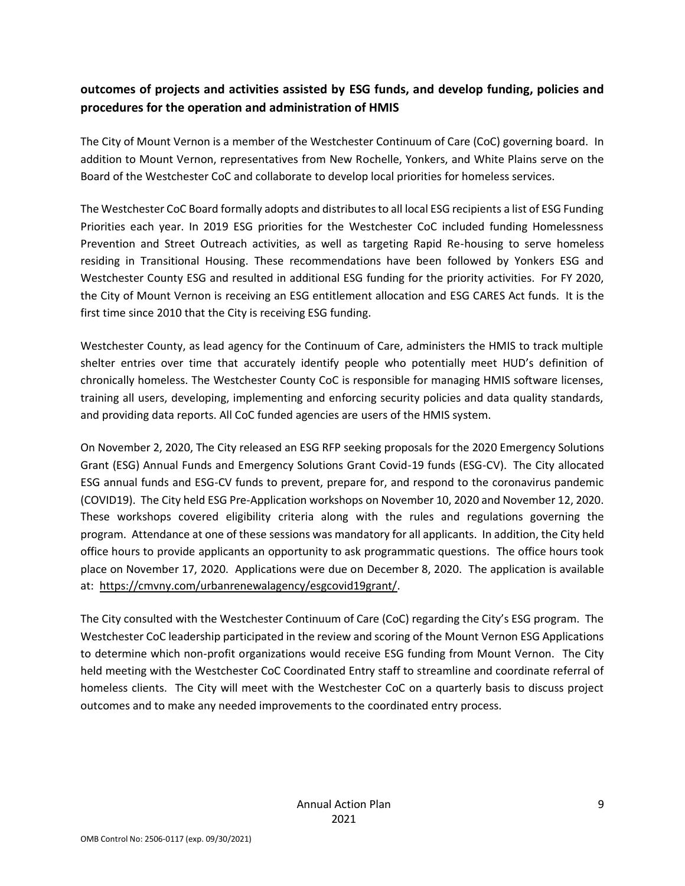**outcomes of projects and activities assisted by ESG funds, and develop funding, policies and procedures for the operation and administration of HMIS**

The City of Mount Vernon is a member of the Westchester Continuum of Care (CoC) governing board. In addition to Mount Vernon, representatives from New Rochelle, Yonkers, and White Plains serve on the Board of the Westchester CoC and collaborate to develop local priorities for homeless services.

The Westchester CoC Board formally adopts and distributes to all local ESG recipients a list of ESG Funding Priorities each year. In 2019 ESG priorities for the Westchester CoC included funding Homelessness Prevention and Street Outreach activities, as well as targeting Rapid Re-housing to serve homeless residing in Transitional Housing. These recommendations have been followed by Yonkers ESG and Westchester County ESG and resulted in additional ESG funding for the priority activities. For FY 2020, the City of Mount Vernon is receiving an ESG entitlement allocation and ESG CARES Act funds. It is the first time since 2010 that the City is receiving ESG funding.

Westchester County, as lead agency for the Continuum of Care, administers the HMIS to track multiple shelter entries over time that accurately identify people who potentially meet HUD's definition of chronically homeless. The Westchester County CoC is responsible for managing HMIS software licenses, training all users, developing, implementing and enforcing security policies and data quality standards, and providing data reports. All CoC funded agencies are users of the HMIS system.

On November 2, 2020, The City released an ESG RFP seeking proposals for the 2020 Emergency Solutions Grant (ESG) Annual Funds and Emergency Solutions Grant Covid-19 funds (ESG-CV). The City allocated ESG annual funds and ESG-CV funds to prevent, prepare for, and respond to the coronavirus pandemic (COVID19). The City held ESG Pre-Application workshops on November 10, 2020 and November 12, 2020. These workshops covered eligibility criteria along with the rules and regulations governing the program. Attendance at one of these sessions was mandatory for all applicants. In addition, the City held office hours to provide applicants an opportunity to ask programmatic questions. The office hours took place on November 17, 2020. Applications were due on December 8, 2020. The application is available at: https://cmvny.com/urbanrenewalagency/esgcovid19grant/.

The City consulted with the Westchester Continuum of Care (CoC) regarding the City's ESG program. The Westchester CoC leadership participated in the review and scoring of the Mount Vernon ESG Applications to determine which non-profit organizations would receive ESG funding from Mount Vernon. The City held meeting with the Westchester CoC Coordinated Entry staff to streamline and coordinate referral of homeless clients. The City will meet with the Westchester CoC on a quarterly basis to discuss project outcomes and to make any needed improvements to the coordinated entry process.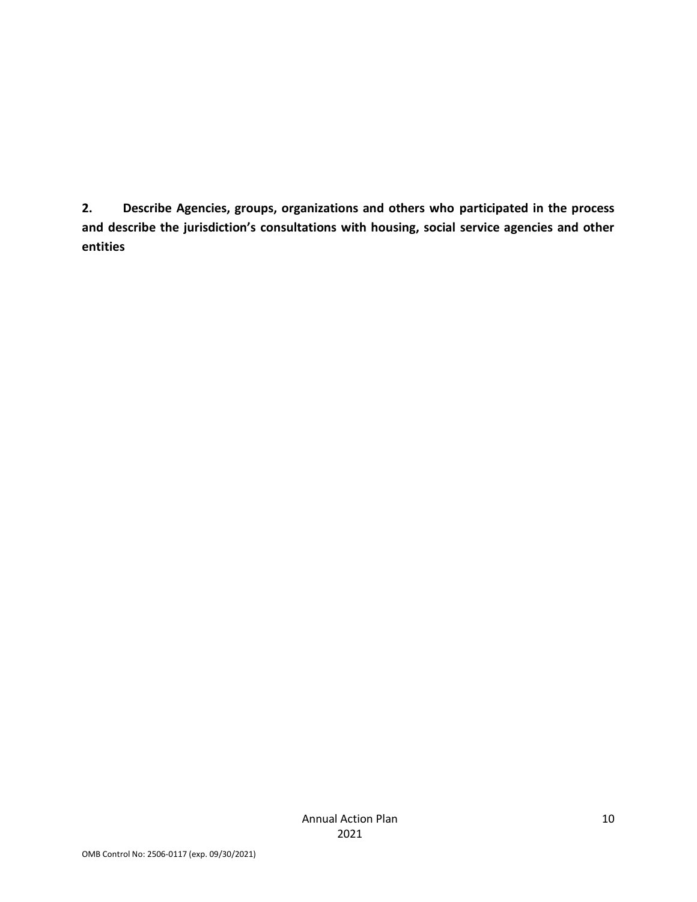**2. Describe Agencies, groups, organizations and others who participated in the process and describe the jurisdiction's consultations with housing, social service agencies and other entities**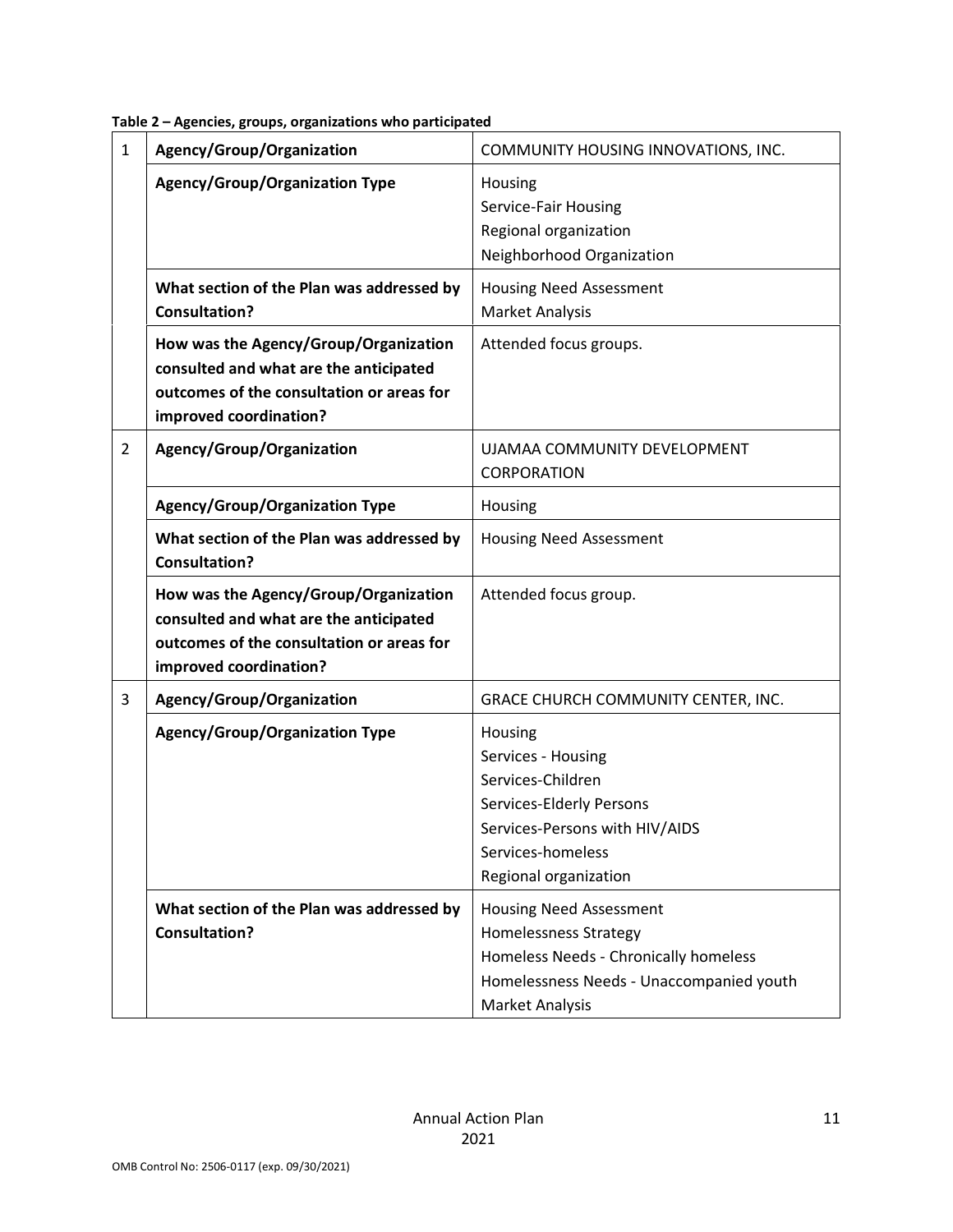**Table 2 – Agencies, groups, organizations who participated**

| | | |
|---|---|---|
| 1 | **Agency/Group/Organization** | COMMUNITY HOUSING INNOVATIONS, INC. |
| | **Agency/Group/Organization Type** | Housing<br>Service-Fair Housing<br>Regional organization<br>Neighborhood Organization |
| | **What section of the Plan was addressed by Consultation?** | Housing Need Assessment<br>Market Analysis |
| | **How was the Agency/Group/Organization consulted and what are the anticipated outcomes of the consultation or areas for improved coordination?** | Attended focus groups. |
| 2 | **Agency/Group/Organization** | UJAMAA COMMUNITY DEVELOPMENT CORPORATION |
| | **Agency/Group/Organization Type** | Housing |
| | **What section of the Plan was addressed by Consultation?** | Housing Need Assessment |
| | **How was the Agency/Group/Organization consulted and what are the anticipated outcomes of the consultation or areas for improved coordination?** | Attended focus group. |
| 3 | **Agency/Group/Organization** | GRACE CHURCH COMMUNITY CENTER, INC. |
| | **Agency/Group/Organization Type** | Housing<br>Services - Housing<br>Services-Children<br>Services-Elderly Persons<br>Services-Persons with HIV/AIDS<br>Services-homeless<br>Regional organization |
| | **What section of the Plan was addressed by Consultation?** | Housing Need Assessment<br>Homelessness Strategy<br>Homeless Needs - Chronically homeless<br>Homelessness Needs - Unaccompanied youth<br>Market Analysis |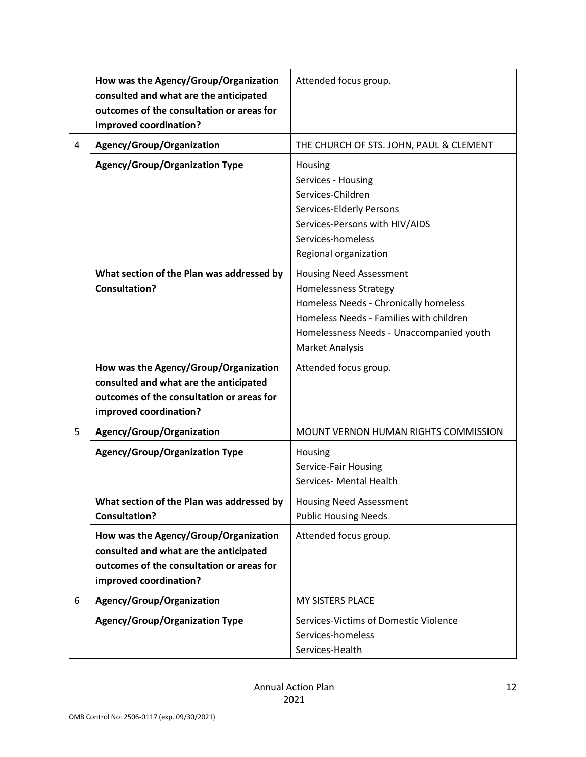| | | |
|---|---|---|
| | **How was the Agency/Group/Organization consulted and what are the anticipated outcomes of the consultation or areas for improved coordination?** | Attended focus group. |
| 4 | **Agency/Group/Organization** | THE CHURCH OF STS. JOHN, PAUL & CLEMENT |
| | **Agency/Group/Organization Type** | Housing<br>Services - Housing<br>Services-Children<br>Services-Elderly Persons<br>Services-Persons with HIV/AIDS<br>Services-homeless<br>Regional organization |
| | **What section of the Plan was addressed by Consultation?** | Housing Need Assessment<br>Homelessness Strategy<br>Homeless Needs - Chronically homeless<br>Homeless Needs - Families with children<br>Homelessness Needs - Unaccompanied youth<br>Market Analysis |
| | **How was the Agency/Group/Organization consulted and what are the anticipated outcomes of the consultation or areas for improved coordination?** | Attended focus group. |
| 5 | **Agency/Group/Organization** | MOUNT VERNON HUMAN RIGHTS COMMISSION |
| | **Agency/Group/Organization Type** | Housing<br>Service-Fair Housing<br>Services- Mental Health |
| | **What section of the Plan was addressed by Consultation?** | Housing Need Assessment<br>Public Housing Needs |
| | **How was the Agency/Group/Organization consulted and what are the anticipated outcomes of the consultation or areas for improved coordination?** | Attended focus group. |
| 6 | **Agency/Group/Organization** | MY SISTERS PLACE |
| | **Agency/Group/Organization Type** | Services-Victims of Domestic Violence<br>Services-homeless<br>Services-Health |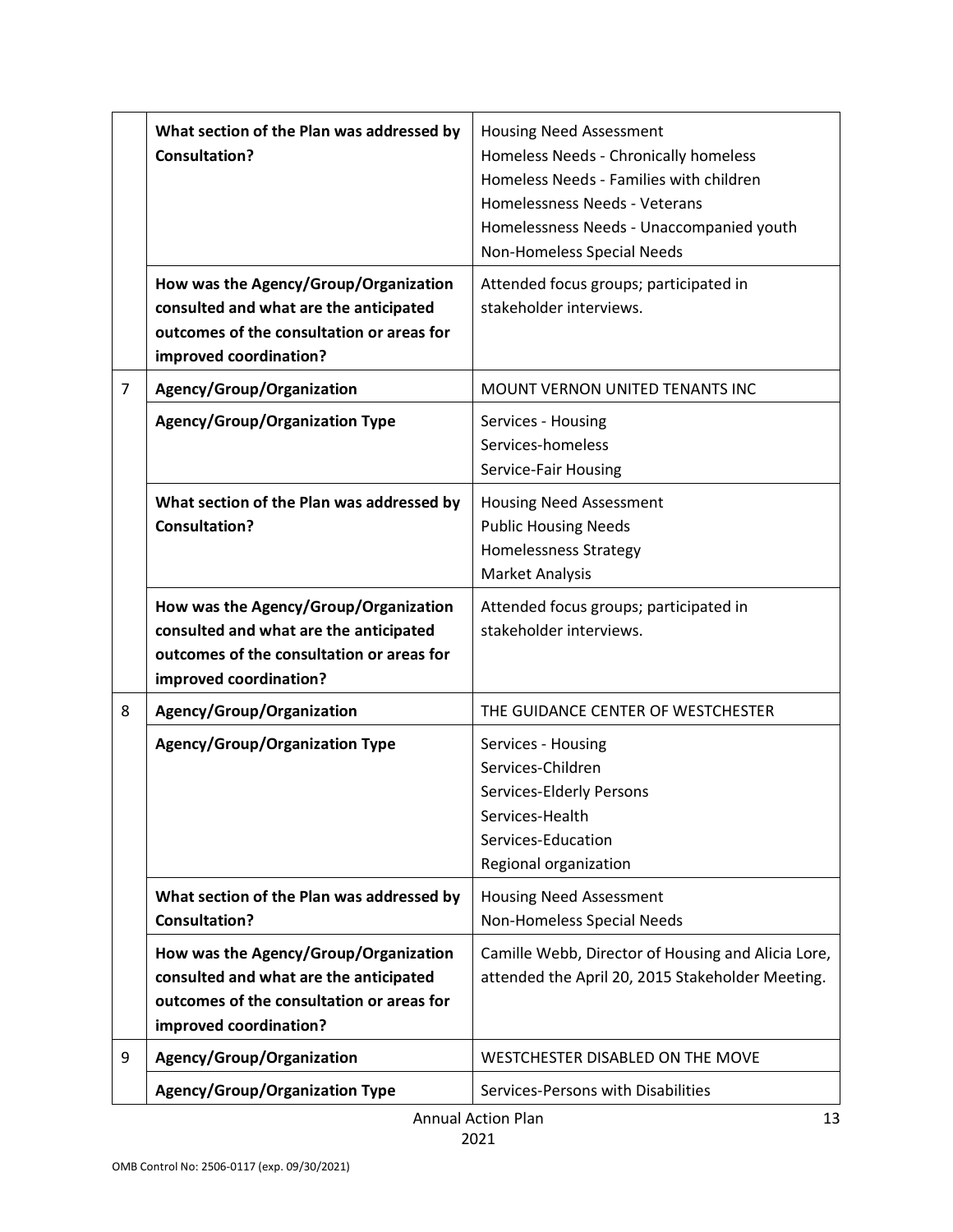| | | |
|---|---|---|
| | **What section of the Plan was addressed by Consultation?** | Housing Need Assessment<br>Homeless Needs - Chronically homeless<br>Homeless Needs - Families with children<br>Homelessness Needs - Veterans<br>Homelessness Needs - Unaccompanied youth<br>Non-Homeless Special Needs |
| | **How was the Agency/Group/Organization consulted and what are the anticipated outcomes of the consultation or areas for improved coordination?** | Attended focus groups; participated in stakeholder interviews. |
| 7 | **Agency/Group/Organization** | MOUNT VERNON UNITED TENANTS INC |
| | **Agency/Group/Organization Type** | Services - Housing<br>Services-homeless<br>Service-Fair Housing |
| | **What section of the Plan was addressed by Consultation?** | Housing Need Assessment<br>Public Housing Needs<br>Homelessness Strategy<br>Market Analysis |
| | **How was the Agency/Group/Organization consulted and what are the anticipated outcomes of the consultation or areas for improved coordination?** | Attended focus groups; participated in stakeholder interviews. |
| 8 | **Agency/Group/Organization** | THE GUIDANCE CENTER OF WESTCHESTER |
| | **Agency/Group/Organization Type** | Services - Housing<br>Services-Children<br>Services-Elderly Persons<br>Services-Health<br>Services-Education<br>Regional organization |
| | **What section of the Plan was addressed by Consultation?** | Housing Need Assessment<br>Non-Homeless Special Needs |
| | **How was the Agency/Group/Organization consulted and what are the anticipated outcomes of the consultation or areas for improved coordination?** | Camille Webb, Director of Housing and Alicia Lore, attended the April 20, 2015 Stakeholder Meeting. |
| 9 | **Agency/Group/Organization** | WESTCHESTER DISABLED ON THE MOVE |
| | **Agency/Group/Organization Type** | Services-Persons with Disabilities |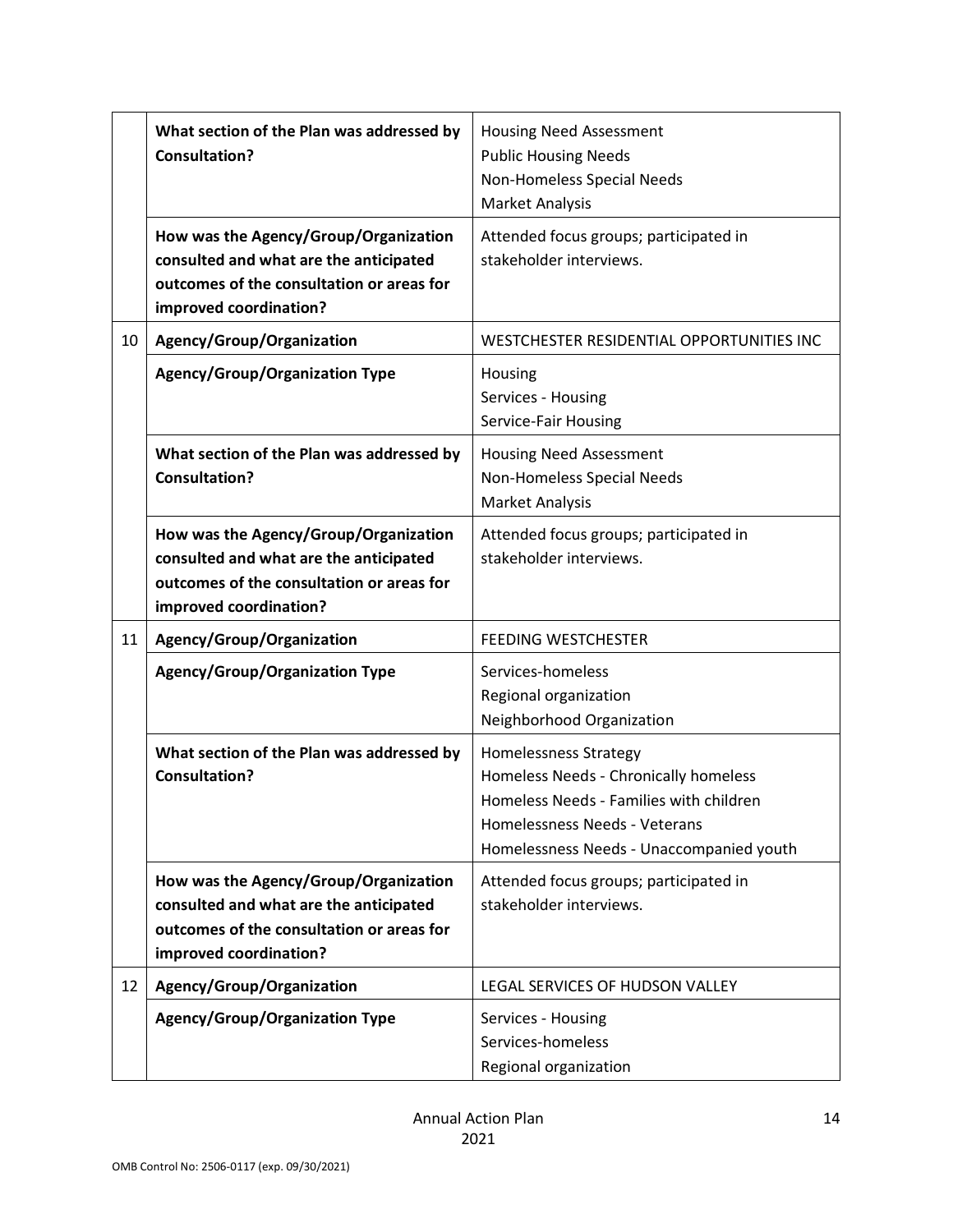| | | |
|---|---|---|
| | **What section of the Plan was addressed by Consultation?** | Housing Need Assessment<br>Public Housing Needs<br>Non-Homeless Special Needs<br>Market Analysis |
| | **How was the Agency/Group/Organization consulted and what are the anticipated outcomes of the consultation or areas for improved coordination?** | Attended focus groups; participated in stakeholder interviews. |
| 10 | **Agency/Group/Organization** | WESTCHESTER RESIDENTIAL OPPORTUNITIES INC |
| | **Agency/Group/Organization Type** | Housing<br>Services - Housing<br>Service-Fair Housing |
| | **What section of the Plan was addressed by Consultation?** | Housing Need Assessment<br>Non-Homeless Special Needs<br>Market Analysis |
| | **How was the Agency/Group/Organization consulted and what are the anticipated outcomes of the consultation or areas for improved coordination?** | Attended focus groups; participated in stakeholder interviews. |
| 11 | **Agency/Group/Organization** | FEEDING WESTCHESTER |
| | **Agency/Group/Organization Type** | Services-homeless<br>Regional organization<br>Neighborhood Organization |
| | **What section of the Plan was addressed by Consultation?** | Homelessness Strategy<br>Homeless Needs - Chronically homeless<br>Homeless Needs - Families with children<br>Homelessness Needs - Veterans<br>Homelessness Needs - Unaccompanied youth |
| | **How was the Agency/Group/Organization consulted and what are the anticipated outcomes of the consultation or areas for improved coordination?** | Attended focus groups; participated in stakeholder interviews. |
| 12 | **Agency/Group/Organization** | LEGAL SERVICES OF HUDSON VALLEY |
| | **Agency/Group/Organization Type** | Services - Housing<br>Services-homeless<br>Regional organization |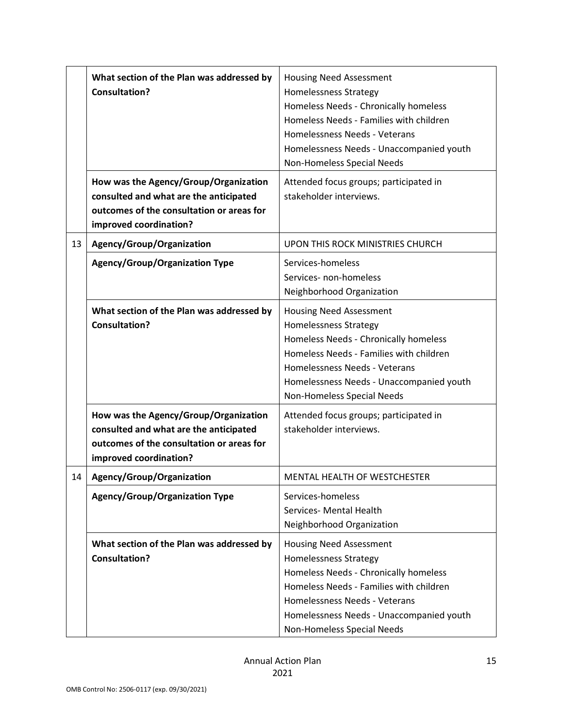| | | |
|---|---|---|
| | **What section of the Plan was addressed by Consultation?** | Housing Need Assessment<br>Homelessness Strategy<br>Homeless Needs - Chronically homeless<br>Homeless Needs - Families with children<br>Homelessness Needs - Veterans<br>Homelessness Needs - Unaccompanied youth<br>Non-Homeless Special Needs |
| | **How was the Agency/Group/Organization consulted and what are the anticipated outcomes of the consultation or areas for improved coordination?** | Attended focus groups; participated in stakeholder interviews. |
| 13 | **Agency/Group/Organization** | UPON THIS ROCK MINISTRIES CHURCH |
| | **Agency/Group/Organization Type** | Services-homeless<br>Services- non-homeless<br>Neighborhood Organization |
| | **What section of the Plan was addressed by Consultation?** | Housing Need Assessment<br>Homelessness Strategy<br>Homeless Needs - Chronically homeless<br>Homeless Needs - Families with children<br>Homelessness Needs - Veterans<br>Homelessness Needs - Unaccompanied youth<br>Non-Homeless Special Needs |
| | **How was the Agency/Group/Organization consulted and what are the anticipated outcomes of the consultation or areas for improved coordination?** | Attended focus groups; participated in stakeholder interviews. |
| 14 | **Agency/Group/Organization** | MENTAL HEALTH OF WESTCHESTER |
| | **Agency/Group/Organization Type** | Services-homeless<br>Services- Mental Health<br>Neighborhood Organization |
| | **What section of the Plan was addressed by Consultation?** | Housing Need Assessment<br>Homelessness Strategy<br>Homeless Needs - Chronically homeless<br>Homeless Needs - Families with children<br>Homelessness Needs - Veterans<br>Homelessness Needs - Unaccompanied youth<br>Non-Homeless Special Needs |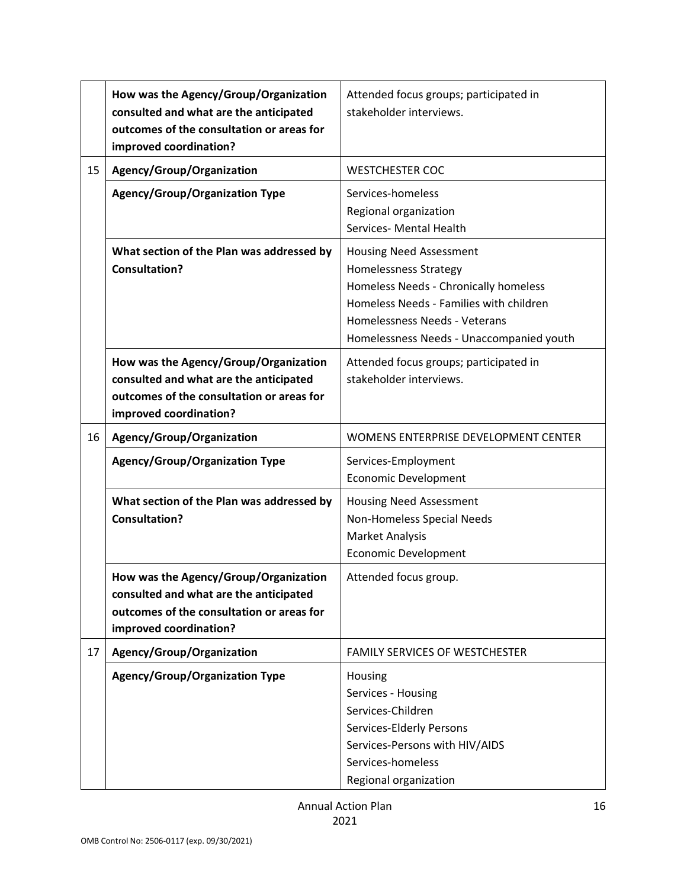| | | |
|---|---|---|
| | **How was the Agency/Group/Organization consulted and what are the anticipated outcomes of the consultation or areas for improved coordination?** | Attended focus groups; participated in stakeholder interviews. |
| 15 | **Agency/Group/Organization** | WESTCHESTER COC |
| | **Agency/Group/Organization Type** | Services-homeless<br>Regional organization<br>Services- Mental Health |
| | **What section of the Plan was addressed by Consultation?** | Housing Need Assessment<br>Homelessness Strategy<br>Homeless Needs - Chronically homeless<br>Homeless Needs - Families with children<br>Homelessness Needs - Veterans<br>Homelessness Needs - Unaccompanied youth |
| | **How was the Agency/Group/Organization consulted and what are the anticipated outcomes of the consultation or areas for improved coordination?** | Attended focus groups; participated in stakeholder interviews. |
| 16 | **Agency/Group/Organization** | WOMENS ENTERPRISE DEVELOPMENT CENTER |
| | **Agency/Group/Organization Type** | Services-Employment<br>Economic Development |
| | **What section of the Plan was addressed by Consultation?** | Housing Need Assessment<br>Non-Homeless Special Needs<br>Market Analysis<br>Economic Development |
| | **How was the Agency/Group/Organization consulted and what are the anticipated outcomes of the consultation or areas for improved coordination?** | Attended focus group. |
| 17 | **Agency/Group/Organization** | FAMILY SERVICES OF WESTCHESTER |
| | **Agency/Group/Organization Type** | Housing<br>Services - Housing<br>Services-Children<br>Services-Elderly Persons<br>Services-Persons with HIV/AIDS<br>Services-homeless<br>Regional organization |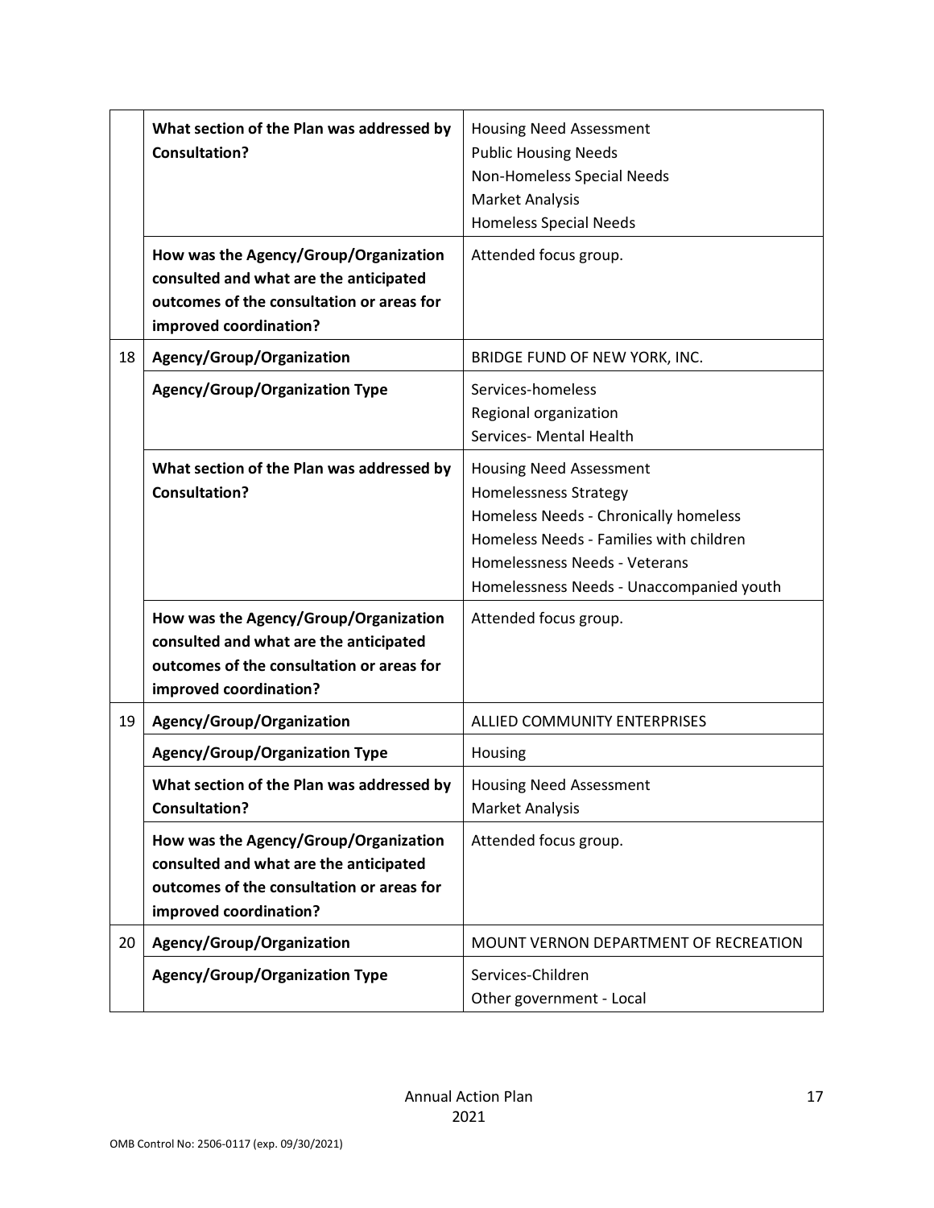| | | |
|---|---|---|
| | **What section of the Plan was addressed by Consultation?** | Housing Need Assessment<br>Public Housing Needs<br>Non-Homeless Special Needs<br>Market Analysis<br>Homeless Special Needs |
| | **How was the Agency/Group/Organization consulted and what are the anticipated outcomes of the consultation or areas for improved coordination?** | Attended focus group. |
| 18 | **Agency/Group/Organization** | BRIDGE FUND OF NEW YORK, INC. |
| | **Agency/Group/Organization Type** | Services-homeless<br>Regional organization<br>Services- Mental Health |
| | **What section of the Plan was addressed by Consultation?** | Housing Need Assessment<br>Homelessness Strategy<br>Homeless Needs - Chronically homeless<br>Homeless Needs - Families with children<br>Homelessness Needs - Veterans<br>Homelessness Needs - Unaccompanied youth |
| | **How was the Agency/Group/Organization consulted and what are the anticipated outcomes of the consultation or areas for improved coordination?** | Attended focus group. |
| 19 | **Agency/Group/Organization** | ALLIED COMMUNITY ENTERPRISES |
| | **Agency/Group/Organization Type** | Housing |
| | **What section of the Plan was addressed by Consultation?** | Housing Need Assessment<br>Market Analysis |
| | **How was the Agency/Group/Organization consulted and what are the anticipated outcomes of the consultation or areas for improved coordination?** | Attended focus group. |
| 20 | **Agency/Group/Organization** | MOUNT VERNON DEPARTMENT OF RECREATION |
| | **Agency/Group/Organization Type** | Services-Children<br>Other government - Local |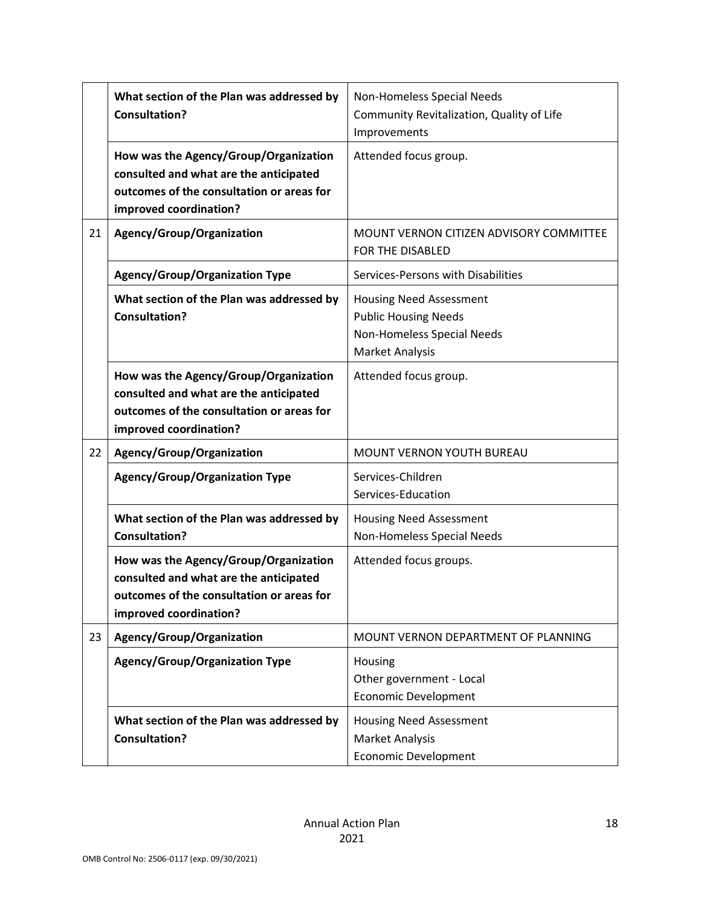| | | |
|---|---|---|
| | **What section of the Plan was addressed by Consultation?** | Non-Homeless Special Needs<br>Community Revitalization, Quality of Life Improvements |
| | **How was the Agency/Group/Organization consulted and what are the anticipated outcomes of the consultation or areas for improved coordination?** | Attended focus group. |
| 21 | **Agency/Group/Organization** | MOUNT VERNON CITIZEN ADVISORY COMMITTEE FOR THE DISABLED |
| | **Agency/Group/Organization Type** | Services-Persons with Disabilities |
| | **What section of the Plan was addressed by Consultation?** | Housing Need Assessment<br>Public Housing Needs<br>Non-Homeless Special Needs<br>Market Analysis |
| | **How was the Agency/Group/Organization consulted and what are the anticipated outcomes of the consultation or areas for improved coordination?** | Attended focus group. |
| 22 | **Agency/Group/Organization** | MOUNT VERNON YOUTH BUREAU |
| | **Agency/Group/Organization Type** | Services-Children<br>Services-Education |
| | **What section of the Plan was addressed by Consultation?** | Housing Need Assessment<br>Non-Homeless Special Needs |
| | **How was the Agency/Group/Organization consulted and what are the anticipated outcomes of the consultation or areas for improved coordination?** | Attended focus groups. |
| 23 | **Agency/Group/Organization** | MOUNT VERNON DEPARTMENT OF PLANNING |
| | **Agency/Group/Organization Type** | Housing<br>Other government - Local<br>Economic Development |
| | **What section of the Plan was addressed by Consultation?** | Housing Need Assessment<br>Market Analysis<br>Economic Development |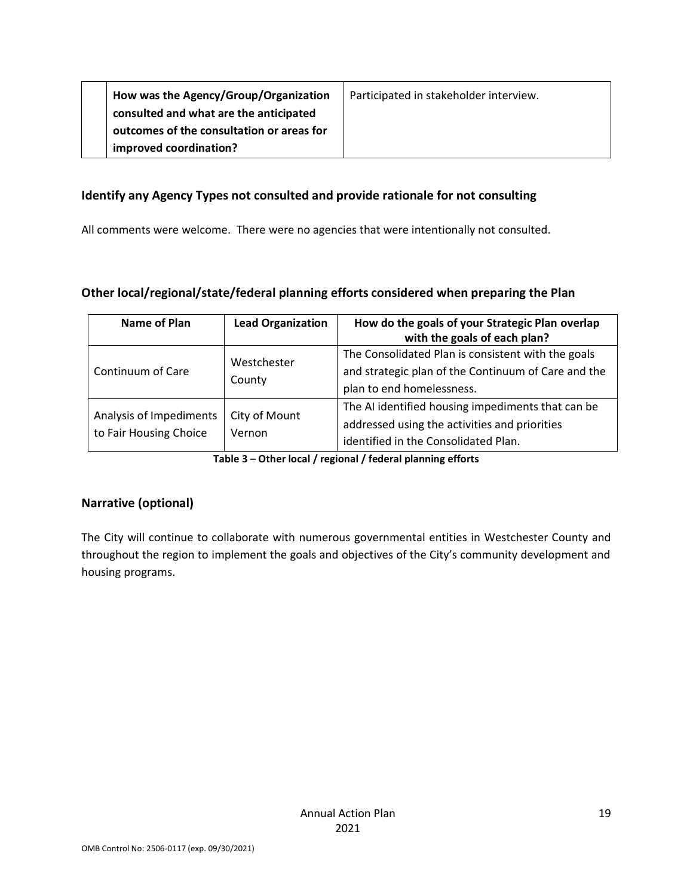| | How was the Agency/Group/Organization consulted and what are the anticipated outcomes of the consultation or areas for improved coordination? | Participated in stakeholder interview. |
|---|---|---|

### Identify any Agency Types not consulted and provide rationale for not consulting

All comments were welcome. There were no agencies that were intentionally not consulted.

### Other local/regional/state/federal planning efforts considered when preparing the Plan

| Name of Plan | Lead Organization | How do the goals of your Strategic Plan overlap with the goals of each plan? |
|---|---|---|
| Continuum of Care | Westchester County | The Consolidated Plan is consistent with the goals and strategic plan of the Continuum of Care and the plan to end homelessness. |
| Analysis of Impediments to Fair Housing Choice | City of Mount Vernon | The AI identified housing impediments that can be addressed using the activities and priorities identified in the Consolidated Plan. |

**Table 3 – Other local / regional / federal planning efforts**

### Narrative (optional)

The City will continue to collaborate with numerous governmental entities in Westchester County and throughout the region to implement the goals and objectives of the City's community development and housing programs.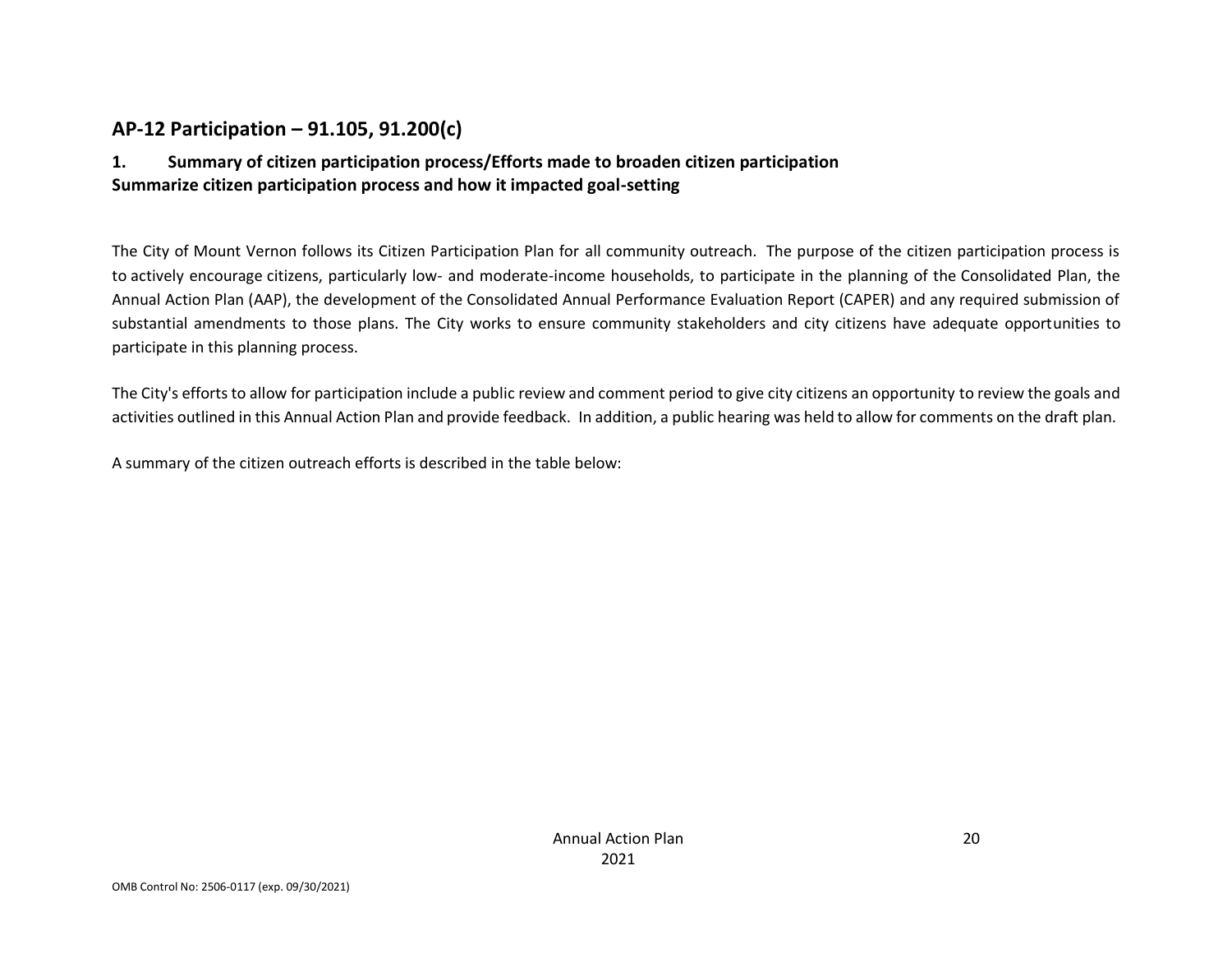## AP-12 Participation – 91.105, 91.200(c)

### 1. Summary of citizen participation process/Efforts made to broaden citizen participation

**Summarize citizen participation process and how it impacted goal-setting**

The City of Mount Vernon follows its Citizen Participation Plan for all community outreach. The purpose of the citizen participation process is to actively encourage citizens, particularly low- and moderate-income households, to participate in the planning of the Consolidated Plan, the Annual Action Plan (AAP), the development of the Consolidated Annual Performance Evaluation Report (CAPER) and any required submission of substantial amendments to those plans. The City works to ensure community stakeholders and city citizens have adequate opportunities to participate in this planning process.

The City's efforts to allow for participation include a public review and comment period to give city citizens an opportunity to review the goals and activities outlined in this Annual Action Plan and provide feedback. In addition, a public hearing was held to allow for comments on the draft plan.

A summary of the citizen outreach efforts is described in the table below: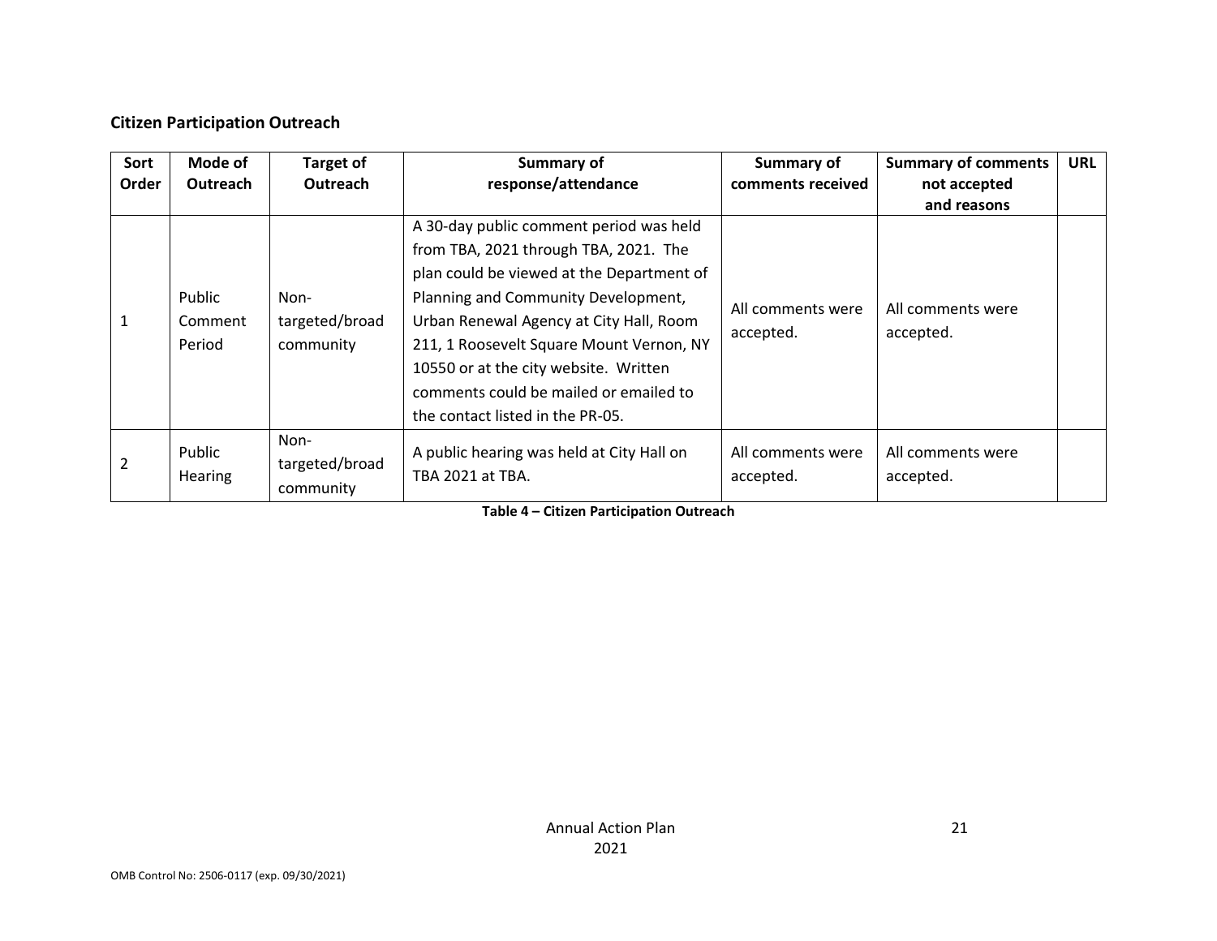## Citizen Participation Outreach

| Sort Order | Mode of Outreach | Target of Outreach | Summary of response/attendance | Summary of comments received | Summary of comments not accepted and reasons | URL |
| --- | --- | --- | --- | --- | --- | --- |
| 1 | Public Comment Period | Non-targeted/broad community | A 30-day public comment period was held from TBA, 2021 through TBA, 2021. The plan could be viewed at the Department of Planning and Community Development, Urban Renewal Agency at City Hall, Room 211, 1 Roosevelt Square Mount Vernon, NY 10550 or at the city website. Written comments could be mailed or emailed to the contact listed in the PR-05. | All comments were accepted. | All comments were accepted. | |
| 2 | Public Hearing | Non-targeted/broad community | A public hearing was held at City Hall on TBA 2021 at TBA. | All comments were accepted. | All comments were accepted. | |

**Table 4 – Citizen Participation Outreach**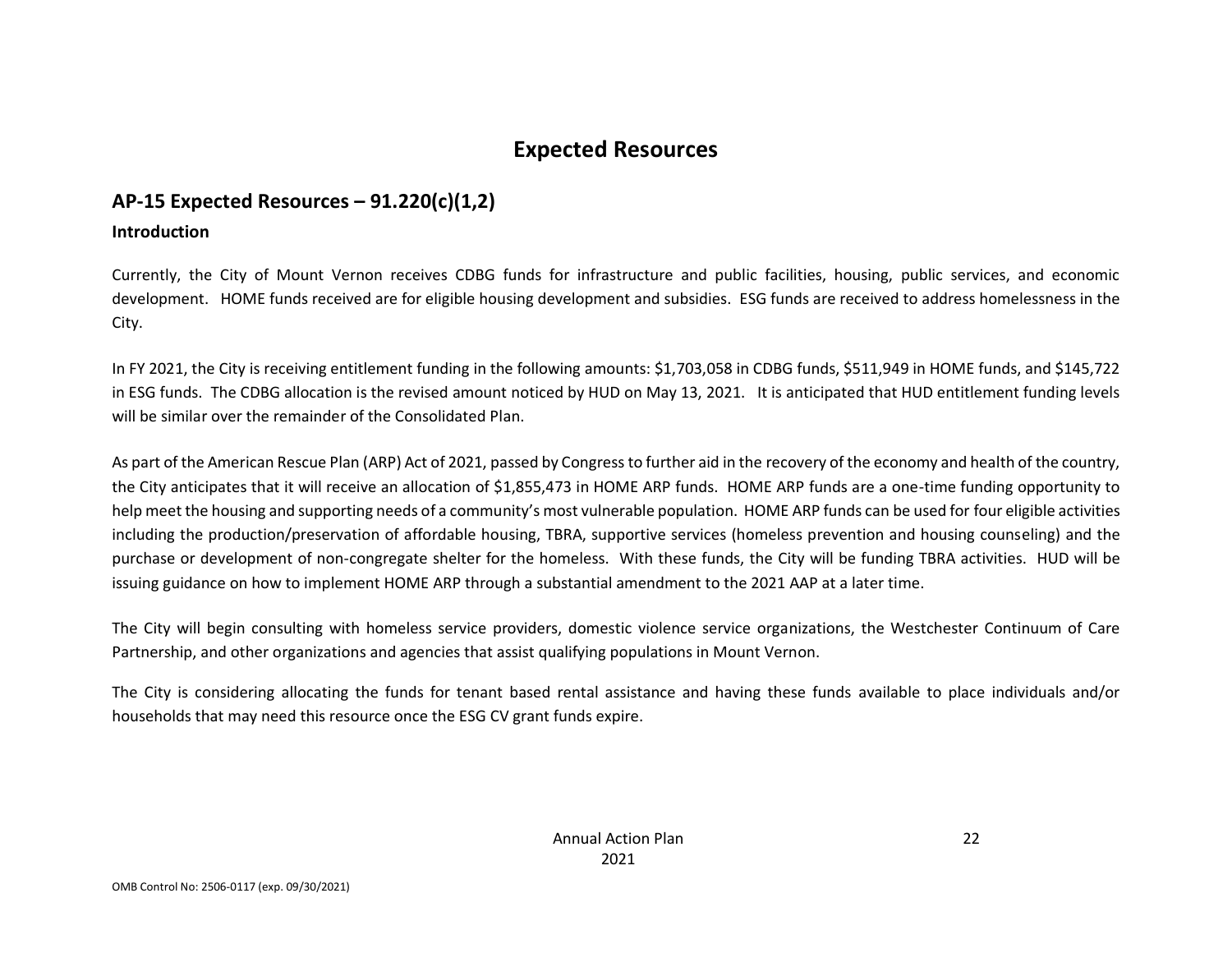# Expected Resources

## AP-15 Expected Resources – 91.220(c)(1,2)

### Introduction

Currently, the City of Mount Vernon receives CDBG funds for infrastructure and public facilities, housing, public services, and economic development. HOME funds received are for eligible housing development and subsidies. ESG funds are received to address homelessness in the City.

In FY 2021, the City is receiving entitlement funding in the following amounts: $1,703,058 in CDBG funds, $511,949 in HOME funds, and $145,722 in ESG funds. The CDBG allocation is the revised amount noticed by HUD on May 13, 2021. It is anticipated that HUD entitlement funding levels will be similar over the remainder of the Consolidated Plan.

As part of the American Rescue Plan (ARP) Act of 2021, passed by Congress to further aid in the recovery of the economy and health of the country, the City anticipates that it will receive an allocation of $1,855,473 in HOME ARP funds. HOME ARP funds are a one-time funding opportunity to help meet the housing and supporting needs of a community's most vulnerable population. HOME ARP funds can be used for four eligible activities including the production/preservation of affordable housing, TBRA, supportive services (homeless prevention and housing counseling) and the purchase or development of non-congregate shelter for the homeless. With these funds, the City will be funding TBRA activities. HUD will be issuing guidance on how to implement HOME ARP through a substantial amendment to the 2021 AAP at a later time.

The City will begin consulting with homeless service providers, domestic violence service organizations, the Westchester Continuum of Care Partnership, and other organizations and agencies that assist qualifying populations in Mount Vernon.

The City is considering allocating the funds for tenant based rental assistance and having these funds available to place individuals and/or households that may need this resource once the ESG CV grant funds expire.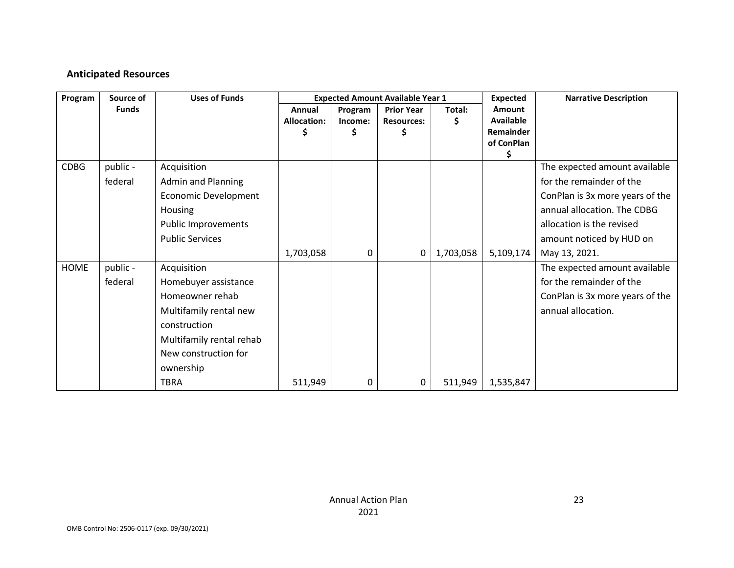### Anticipated Resources

| Program | Source of Funds | Uses of Funds | Expected Amount Available Year 1 | | | | Expected Amount Available Remainder of ConPlan $ | Narrative Description |
|---|---|---|---|---|---|---|---|---|
| | | | Annual Allocation: $ | Program Income: $ | Prior Year Resources: $ | Total: $ | | |
| CDBG | public - federal | Acquisition<br>Admin and Planning<br>Economic Development<br>Housing<br>Public Improvements<br>Public Services | 1,703,058 | 0 | 0 | 1,703,058 | 5,109,174 | The expected amount available for the remainder of the ConPlan is 3x more years of the annual allocation. The CDBG allocation is the revised amount noticed by HUD on May 13, 2021. |
| HOME | public - federal | Acquisition<br>Homebuyer assistance<br>Homeowner rehab<br>Multifamily rental new construction<br>Multifamily rental rehab<br>New construction for ownership<br>TBRA | 511,949 | 0 | 0 | 511,949 | 1,535,847 | The expected amount available for the remainder of the ConPlan is 3x more years of the annual allocation. |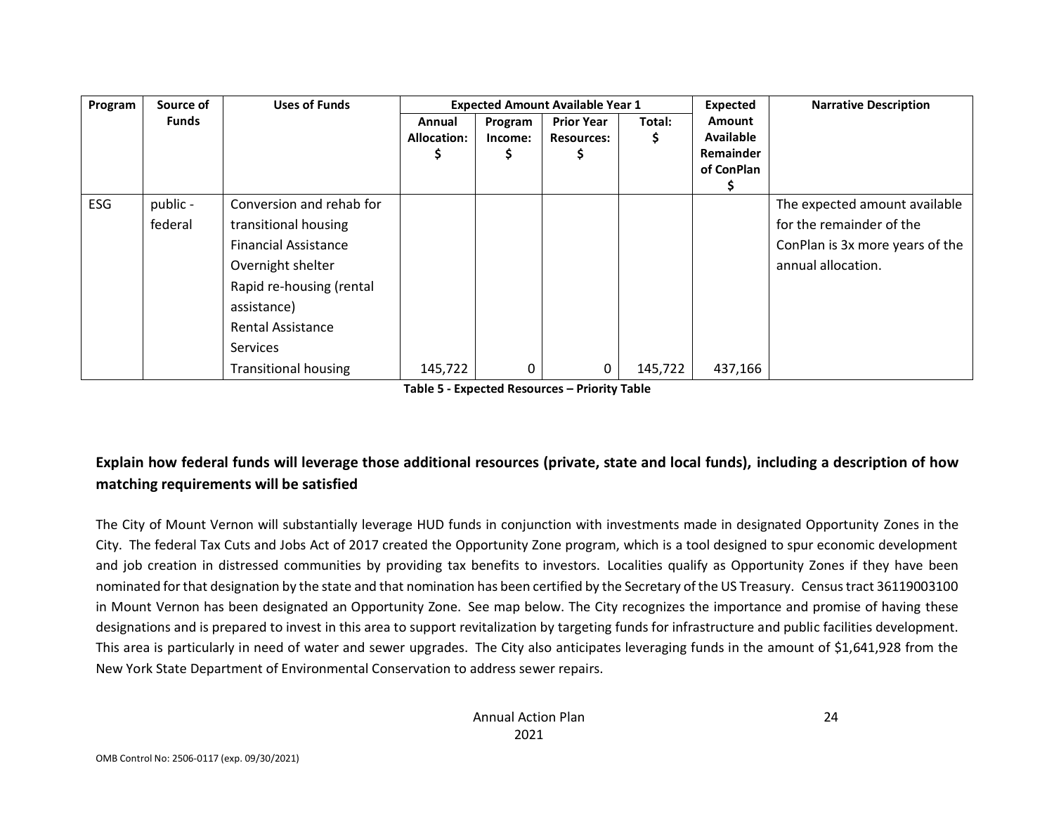| Program | Source of Funds | Uses of Funds | Expected Amount Available Year 1 | | | | Expected Amount Available Remainder of ConPlan $ | Narrative Description |
|---|---|---|---|---|---|---|---|---|
| | | | Annual Allocation: $ | Program Income: $ | Prior Year Resources: $ | Total: $ | | |
| ESG | public - federal | Conversion and rehab for transitional housing<br>Financial Assistance<br>Overnight shelter<br>Rapid re-housing (rental assistance)<br>Rental Assistance<br>Services<br>Transitional housing | 145,722 | 0 | 0 | 145,722 | 437,166 | The expected amount available for the remainder of the ConPlan is 3x more years of the annual allocation. |

**Table 5 - Expected Resources – Priority Table**

**Explain how federal funds will leverage those additional resources (private, state and local funds), including a description of how matching requirements will be satisfied**

The City of Mount Vernon will substantially leverage HUD funds in conjunction with investments made in designated Opportunity Zones in the City. The federal Tax Cuts and Jobs Act of 2017 created the Opportunity Zone program, which is a tool designed to spur economic development and job creation in distressed communities by providing tax benefits to investors. Localities qualify as Opportunity Zones if they have been nominated for that designation by the state and that nomination has been certified by the Secretary of the US Treasury. Census tract 36119003100 in Mount Vernon has been designated an Opportunity Zone. See map below. The City recognizes the importance and promise of having these designations and is prepared to invest in this area to support revitalization by targeting funds for infrastructure and public facilities development. This area is particularly in need of water and sewer upgrades. The City also anticipates leveraging funds in the amount of $1,641,928 from the New York State Department of Environmental Conservation to address sewer repairs.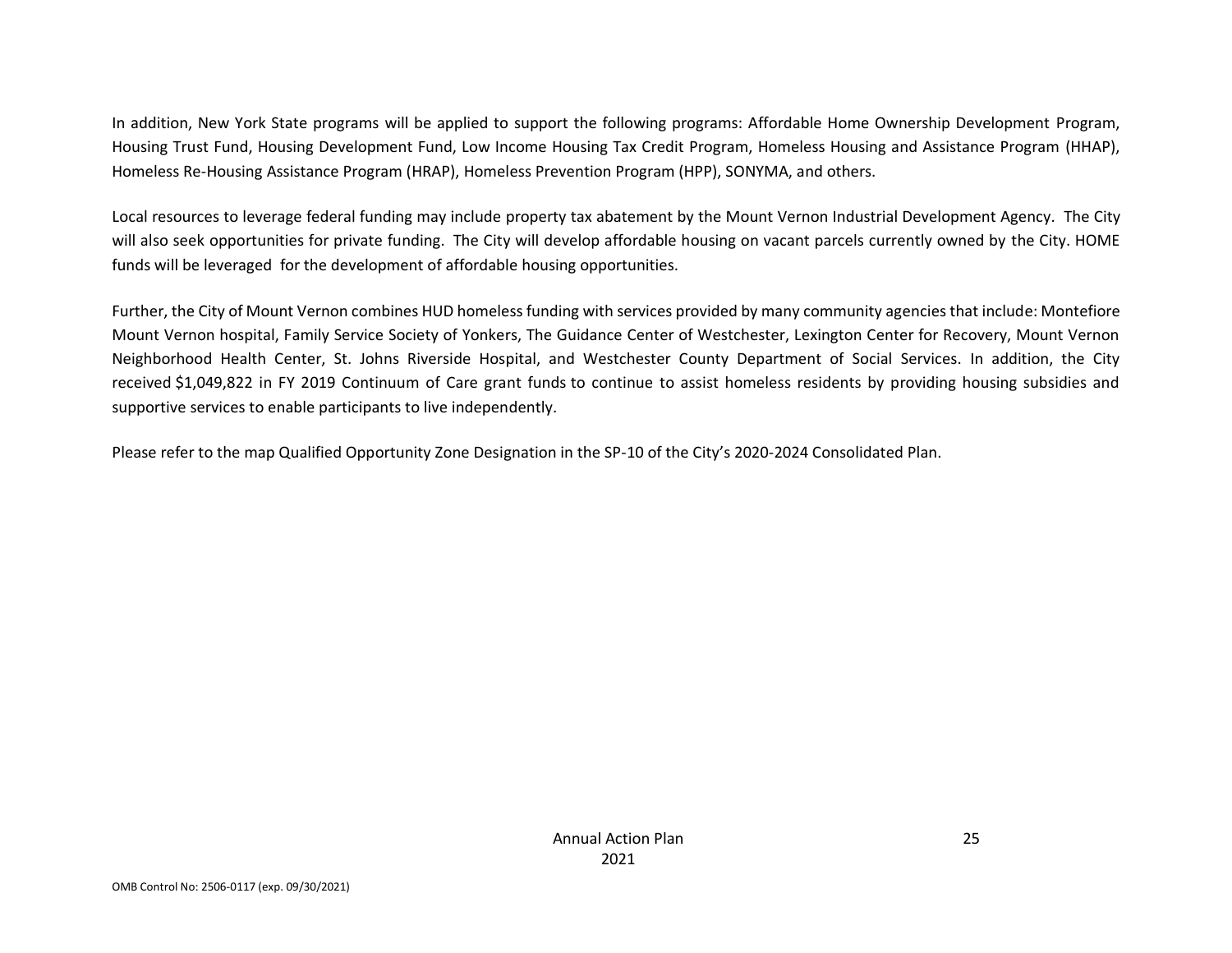In addition, New York State programs will be applied to support the following programs: Affordable Home Ownership Development Program, Housing Trust Fund, Housing Development Fund, Low Income Housing Tax Credit Program, Homeless Housing and Assistance Program (HHAP), Homeless Re-Housing Assistance Program (HRAP), Homeless Prevention Program (HPP), SONYMA, and others.

Local resources to leverage federal funding may include property tax abatement by the Mount Vernon Industrial Development Agency. The City will also seek opportunities for private funding. The City will develop affordable housing on vacant parcels currently owned by the City. HOME funds will be leveraged for the development of affordable housing opportunities.

Further, the City of Mount Vernon combines HUD homeless funding with services provided by many community agencies that include: Montefiore Mount Vernon hospital, Family Service Society of Yonkers, The Guidance Center of Westchester, Lexington Center for Recovery, Mount Vernon Neighborhood Health Center, St. Johns Riverside Hospital, and Westchester County Department of Social Services. In addition, the City received $1,049,822 in FY 2019 Continuum of Care grant funds to continue to assist homeless residents by providing housing subsidies and supportive services to enable participants to live independently.

Please refer to the map Qualified Opportunity Zone Designation in the SP-10 of the City's 2020-2024 Consolidated Plan.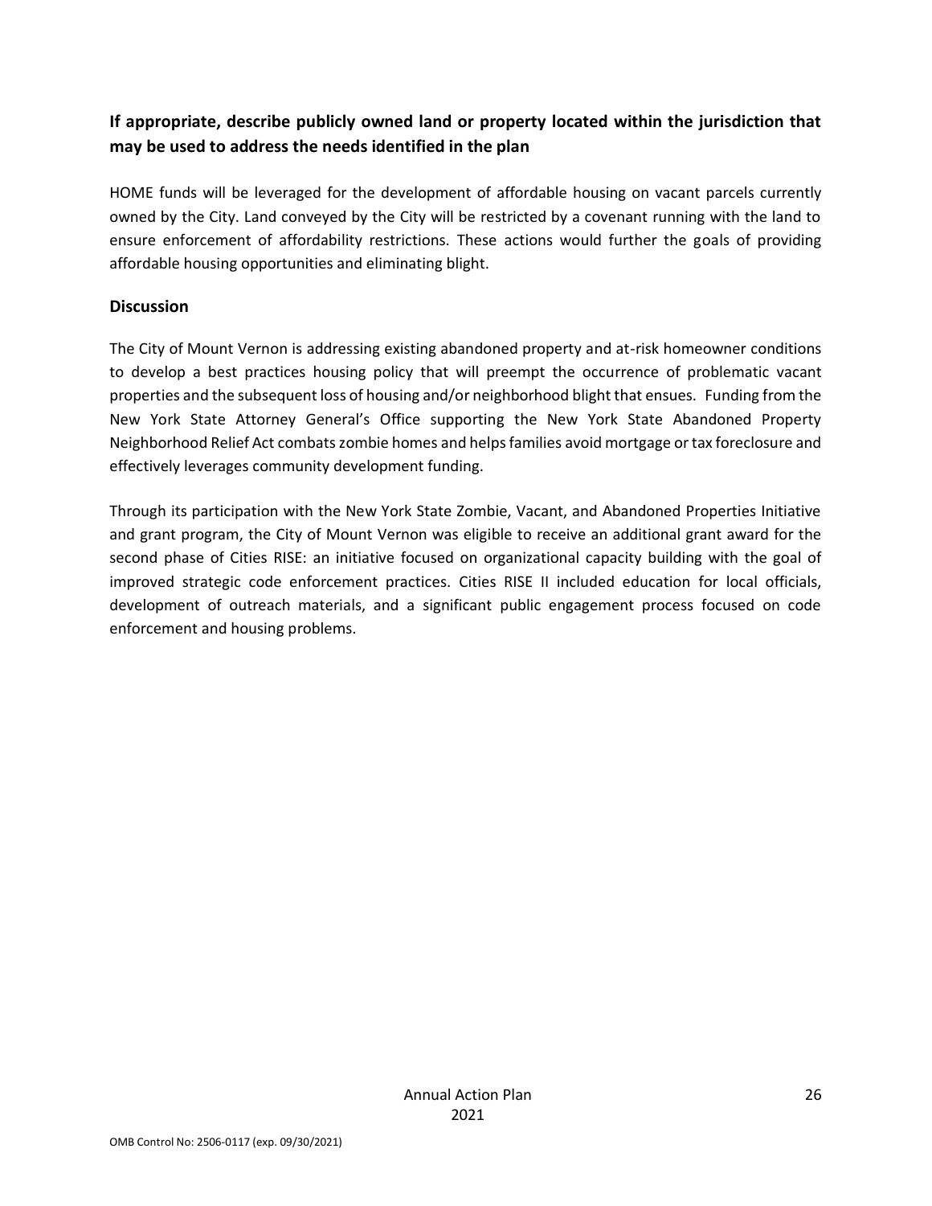### If appropriate, describe publicly owned land or property located within the jurisdiction that may be used to address the needs identified in the plan

HOME funds will be leveraged for the development of affordable housing on vacant parcels currently owned by the City. Land conveyed by the City will be restricted by a covenant running with the land to ensure enforcement of affordability restrictions. These actions would further the goals of providing affordable housing opportunities and eliminating blight.

### Discussion

The City of Mount Vernon is addressing existing abandoned property and at-risk homeowner conditions to develop a best practices housing policy that will preempt the occurrence of problematic vacant properties and the subsequent loss of housing and/or neighborhood blight that ensues. Funding from the New York State Attorney General's Office supporting the New York State Abandoned Property Neighborhood Relief Act combats zombie homes and helps families avoid mortgage or tax foreclosure and effectively leverages community development funding.

Through its participation with the New York State Zombie, Vacant, and Abandoned Properties Initiative and grant program, the City of Mount Vernon was eligible to receive an additional grant award for the second phase of Cities RISE: an initiative focused on organizational capacity building with the goal of improved strategic code enforcement practices. Cities RISE II included education for local officials, development of outreach materials, and a significant public engagement process focused on code enforcement and housing problems.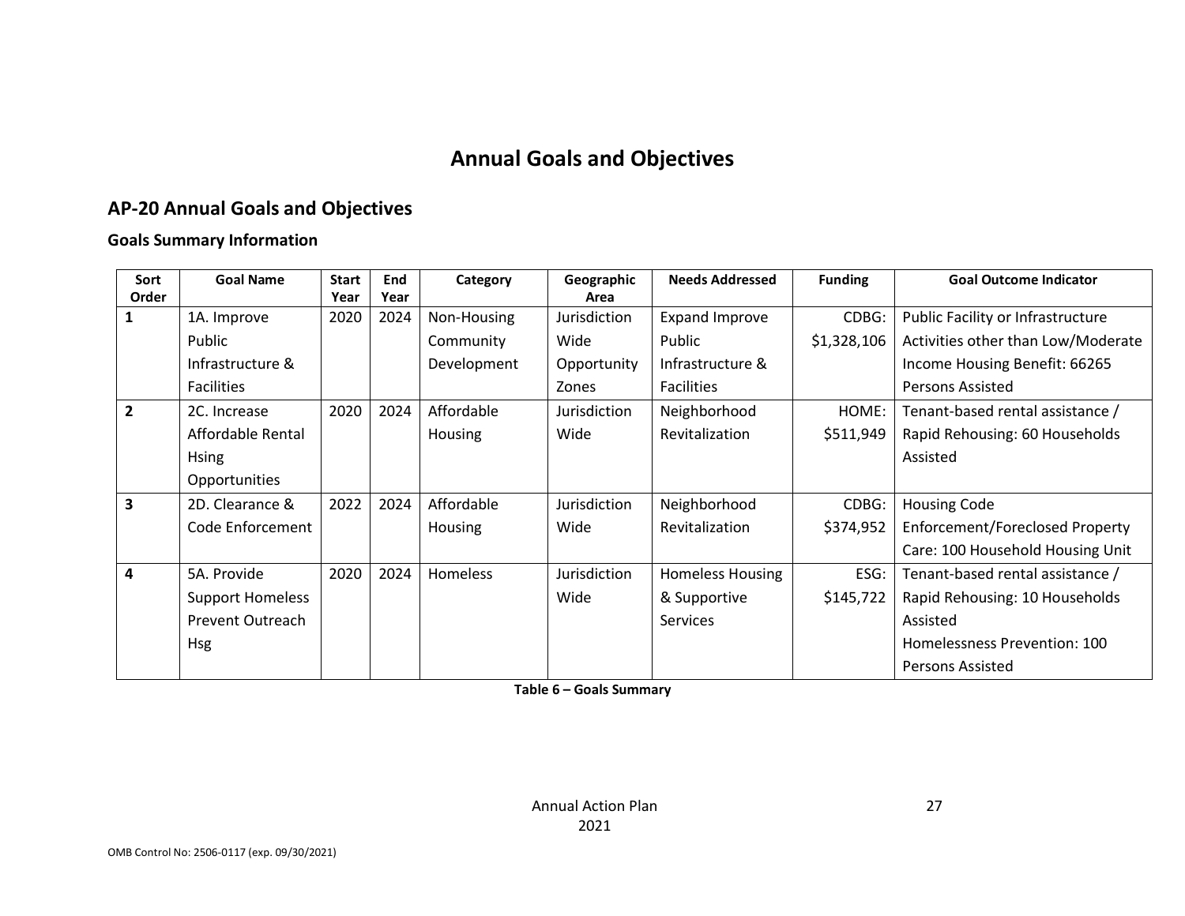# Annual Goals and Objectives

## AP-20 Annual Goals and Objectives

### Goals Summary Information

| Sort Order | Goal Name | Start Year | End Year | Category | Geographic Area | Needs Addressed | Funding | Goal Outcome Indicator |
|---|---|---|---|---|---|---|---|---|
| 1 | 1A. Improve Public Infrastructure & Facilities | 2020 | 2024 | Non-Housing Community Development | Jurisdiction Wide Opportunity Zones | Expand Improve Public Infrastructure & Facilities | CDBG: $1,328,106 | Public Facility or Infrastructure Activities other than Low/Moderate Income Housing Benefit: 66265 Persons Assisted |
| 2 | 2C. Increase Affordable Rental Hsing Opportunities | 2020 | 2024 | Affordable Housing | Jurisdiction Wide | Neighborhood Revitalization | HOME: $511,949 | Tenant-based rental assistance / Rapid Rehousing: 60 Households Assisted |
| 3 | 2D. Clearance & Code Enforcement | 2022 | 2024 | Affordable Housing | Jurisdiction Wide | Neighborhood Revitalization | CDBG: $374,952 | Housing Code Enforcement/Foreclosed Property Care: 100 Household Housing Unit |
| 4 | 5A. Provide Support Homeless Prevent Outreach Hsg | 2020 | 2024 | Homeless | Jurisdiction Wide | Homeless Housing & Supportive Services | ESG: $145,722 | Tenant-based rental assistance / Rapid Rehousing: 10 Households Assisted<br>Homelessness Prevention: 100 Persons Assisted |

**Table 6 – Goals Summary**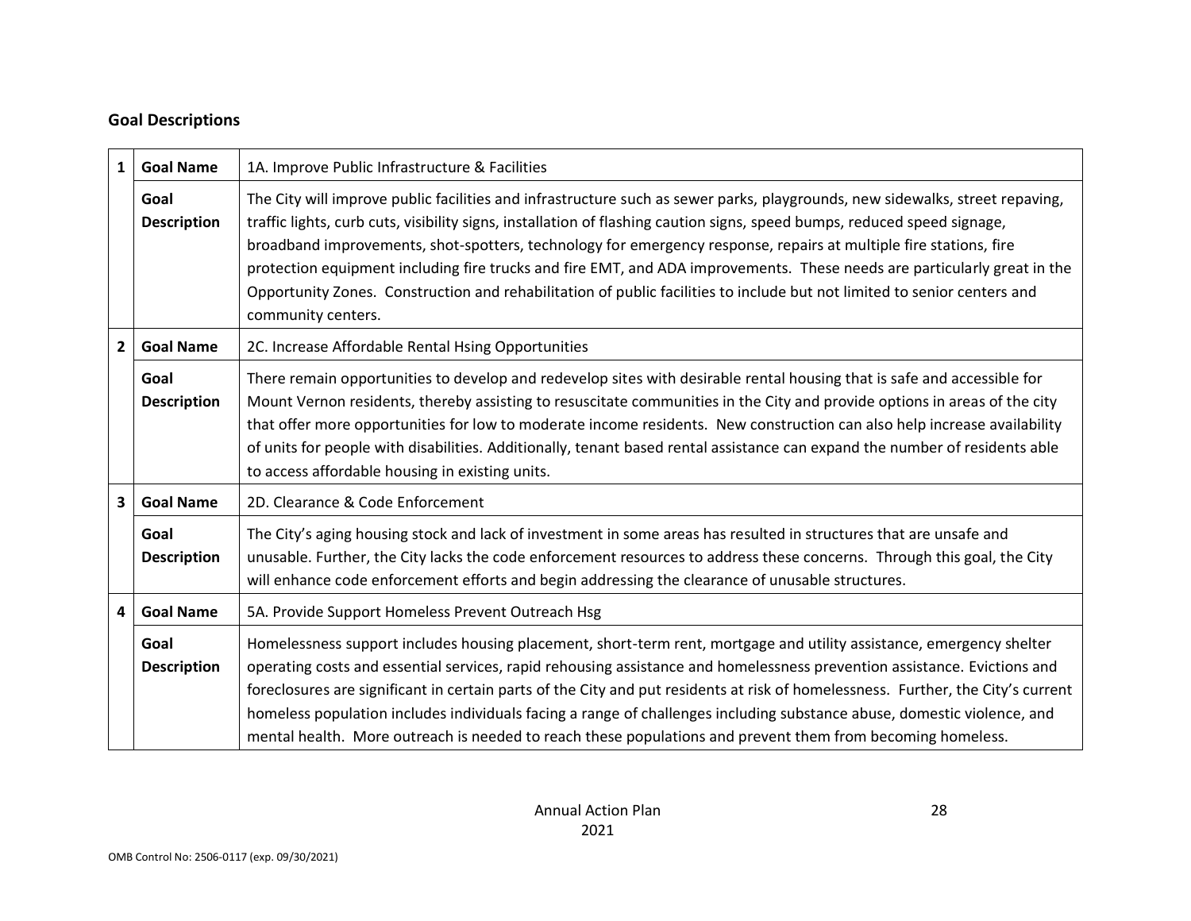## Goal Descriptions

| | | |
|---|---|---|
| 1 | **Goal Name** | 1A. Improve Public Infrastructure & Facilities |
| | **Goal Description** | The City will improve public facilities and infrastructure such as sewer parks, playgrounds, new sidewalks, street repaving, traffic lights, curb cuts, visibility signs, installation of flashing caution signs, speed bumps, reduced speed signage, broadband improvements, shot-spotters, technology for emergency response, repairs at multiple fire stations, fire protection equipment including fire trucks and fire EMT, and ADA improvements. These needs are particularly great in the Opportunity Zones. Construction and rehabilitation of public facilities to include but not limited to senior centers and community centers. |
| 2 | **Goal Name** | 2C. Increase Affordable Rental Hsing Opportunities |
| | **Goal Description** | There remain opportunities to develop and redevelop sites with desirable rental housing that is safe and accessible for Mount Vernon residents, thereby assisting to resuscitate communities in the City and provide options in areas of the city that offer more opportunities for low to moderate income residents. New construction can also help increase availability of units for people with disabilities. Additionally, tenant based rental assistance can expand the number of residents able to access affordable housing in existing units. |
| 3 | **Goal Name** | 2D. Clearance & Code Enforcement |
| | **Goal Description** | The City's aging housing stock and lack of investment in some areas has resulted in structures that are unsafe and unusable. Further, the City lacks the code enforcement resources to address these concerns. Through this goal, the City will enhance code enforcement efforts and begin addressing the clearance of unusable structures. |
| 4 | **Goal Name** | 5A. Provide Support Homeless Prevent Outreach Hsg |
| | **Goal Description** | Homelessness support includes housing placement, short-term rent, mortgage and utility assistance, emergency shelter operating costs and essential services, rapid rehousing assistance and homelessness prevention assistance. Evictions and foreclosures are significant in certain parts of the City and put residents at risk of homelessness. Further, the City's current homeless population includes individuals facing a range of challenges including substance abuse, domestic violence, and mental health. More outreach is needed to reach these populations and prevent them from becoming homeless. |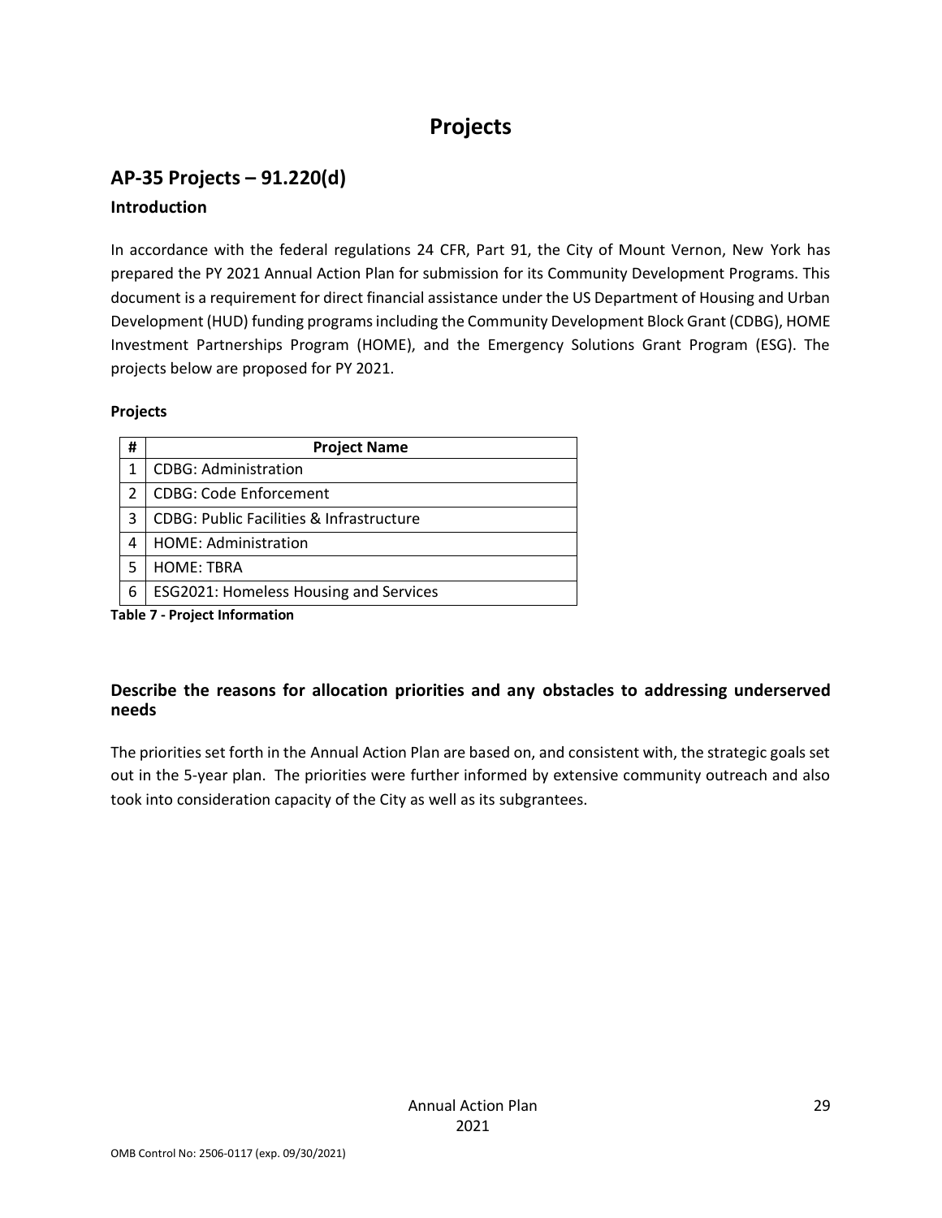# Projects

## AP-35 Projects – 91.220(d)

### Introduction

In accordance with the federal regulations 24 CFR, Part 91, the City of Mount Vernon, New York has prepared the PY 2021 Annual Action Plan for submission for its Community Development Programs. This document is a requirement for direct financial assistance under the US Department of Housing and Urban Development (HUD) funding programs including the Community Development Block Grant (CDBG), HOME Investment Partnerships Program (HOME), and the Emergency Solutions Grant Program (ESG). The projects below are proposed for PY 2021.

**Projects**

| # | Project Name |
|---|---|
| 1 | CDBG: Administration |
| 2 | CDBG: Code Enforcement |
| 3 | CDBG: Public Facilities & Infrastructure |
| 4 | HOME: Administration |
| 5 | HOME: TBRA |
| 6 | ESG2021: Homeless Housing and Services |

**Table 7 - Project Information**

### Describe the reasons for allocation priorities and any obstacles to addressing underserved needs

The priorities set forth in the Annual Action Plan are based on, and consistent with, the strategic goals set out in the 5-year plan. The priorities were further informed by extensive community outreach and also took into consideration capacity of the City as well as its subgrantees.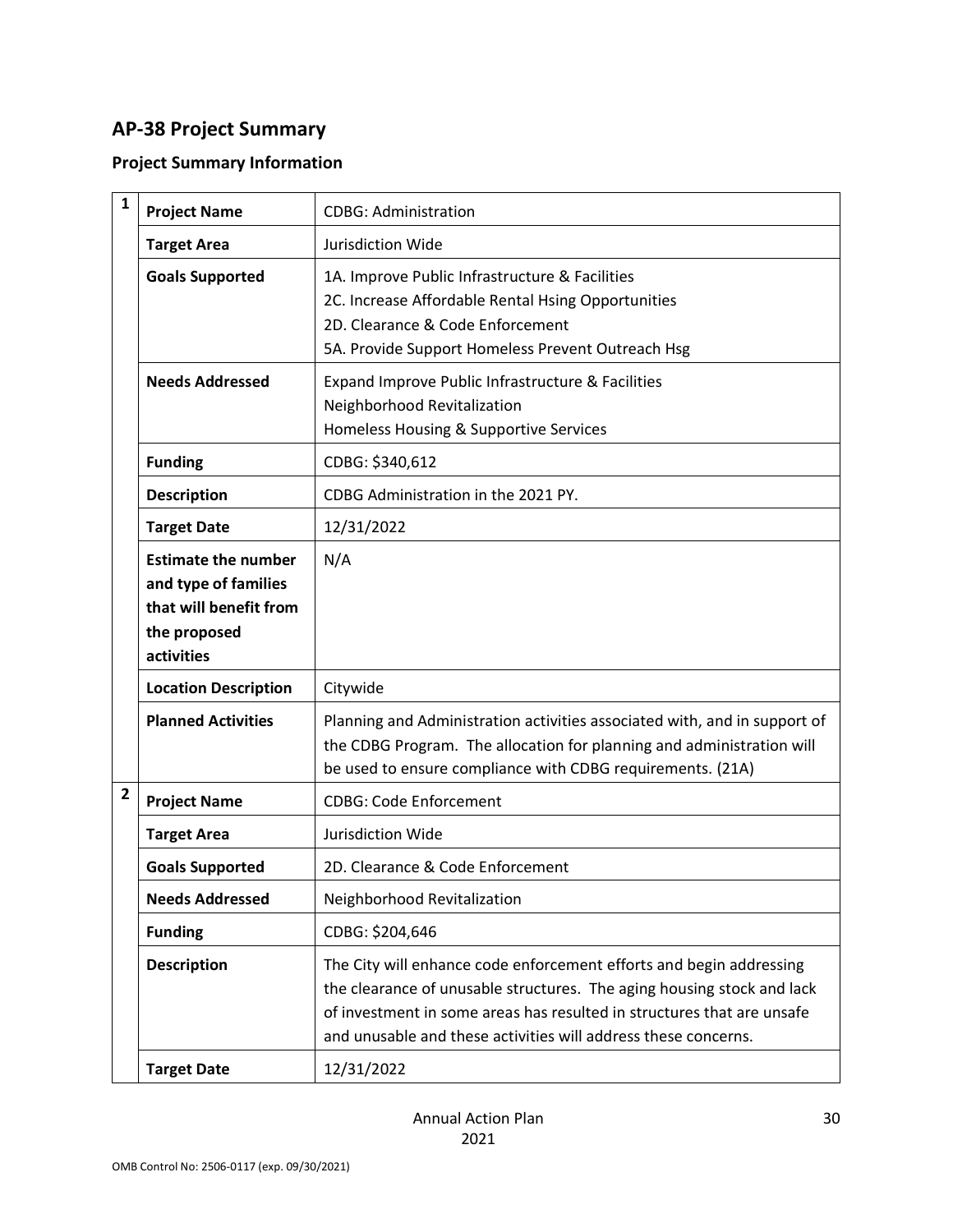## AP-38 Project Summary

### Project Summary Information

| # | Field | Details |
|---|---|---|
| 1 | **Project Name** | CDBG: Administration |
| | **Target Area** | Jurisdiction Wide |
| | **Goals Supported** | 1A. Improve Public Infrastructure & Facilities<br>2C. Increase Affordable Rental Hsing Opportunities<br>2D. Clearance & Code Enforcement<br>5A. Provide Support Homeless Prevent Outreach Hsg |
| | **Needs Addressed** | Expand Improve Public Infrastructure & Facilities<br>Neighborhood Revitalization<br>Homeless Housing & Supportive Services |
| | **Funding** | CDBG: $340,612 |
| | **Description** | CDBG Administration in the 2021 PY. |
| | **Target Date** | 12/31/2022 |
| | **Estimate the number and type of families that will benefit from the proposed activities** | N/A |
| | **Location Description** | Citywide |
| | **Planned Activities** | Planning and Administration activities associated with, and in support of the CDBG Program. The allocation for planning and administration will be used to ensure compliance with CDBG requirements. (21A) |
| 2 | **Project Name** | CDBG: Code Enforcement |
| | **Target Area** | Jurisdiction Wide |
| | **Goals Supported** | 2D. Clearance & Code Enforcement |
| | **Needs Addressed** | Neighborhood Revitalization |
| | **Funding** | CDBG: $204,646 |
| | **Description** | The City will enhance code enforcement efforts and begin addressing the clearance of unusable structures. The aging housing stock and lack of investment in some areas has resulted in structures that are unsafe and unusable and these activities will address these concerns. |
| | **Target Date** | 12/31/2022 |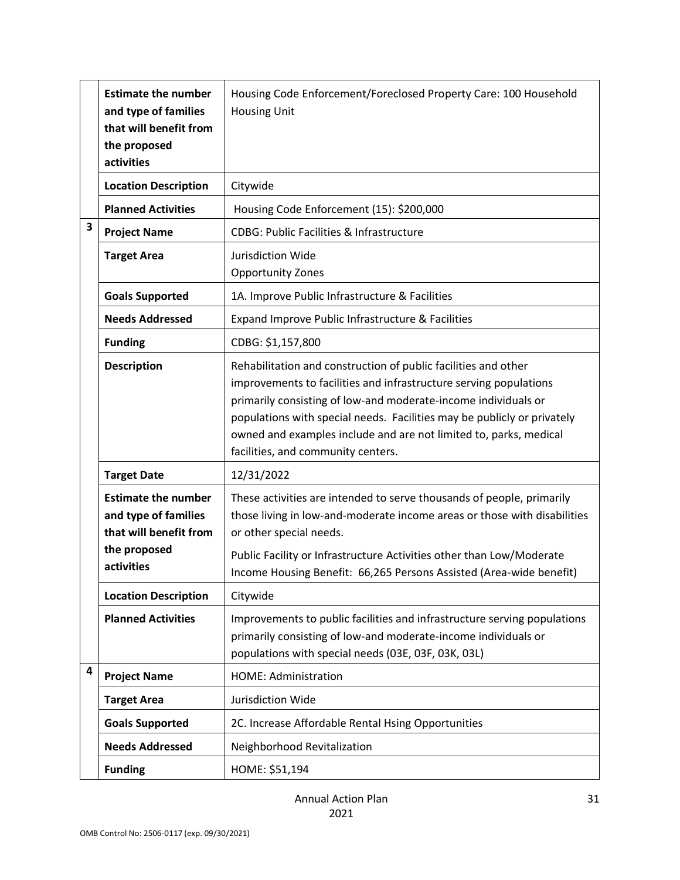|   |   |   |
|---|---|---|
|   | **Estimate the number and type of families that will benefit from the proposed activities** | Housing Code Enforcement/Foreclosed Property Care: 100 Household Housing Unit |
|   | **Location Description** | Citywide |
|   | **Planned Activities** | Housing Code Enforcement (15): $200,000 |
| 3 | **Project Name** | CDBG: Public Facilities & Infrastructure |
|   | **Target Area** | Jurisdiction Wide<br>Opportunity Zones |
|   | **Goals Supported** | 1A. Improve Public Infrastructure & Facilities |
|   | **Needs Addressed** | Expand Improve Public Infrastructure & Facilities |
|   | **Funding** | CDBG: $1,157,800 |
|   | **Description** | Rehabilitation and construction of public facilities and other improvements to facilities and infrastructure serving populations primarily consisting of low-and moderate-income individuals or populations with special needs. Facilities may be publicly or privately owned and examples include and are not limited to, parks, medical facilities, and community centers. |
|   | **Target Date** | 12/31/2022 |
|   | **Estimate the number and type of families that will benefit from the proposed activities** | These activities are intended to serve thousands of people, primarily those living in low-and-moderate income areas or those with disabilities or other special needs.<br>Public Facility or Infrastructure Activities other than Low/Moderate Income Housing Benefit: 66,265 Persons Assisted (Area-wide benefit) |
|   | **Location Description** | Citywide |
|   | **Planned Activities** | Improvements to public facilities and infrastructure serving populations primarily consisting of low-and moderate-income individuals or populations with special needs (03E, 03F, 03K, 03L) |
| 4 | **Project Name** | HOME: Administration |
|   | **Target Area** | Jurisdiction Wide |
|   | **Goals Supported** | 2C. Increase Affordable Rental Hsing Opportunities |
|   | **Needs Addressed** | Neighborhood Revitalization |
|   | **Funding** | HOME: $51,194 |

Annual Action Plan
2021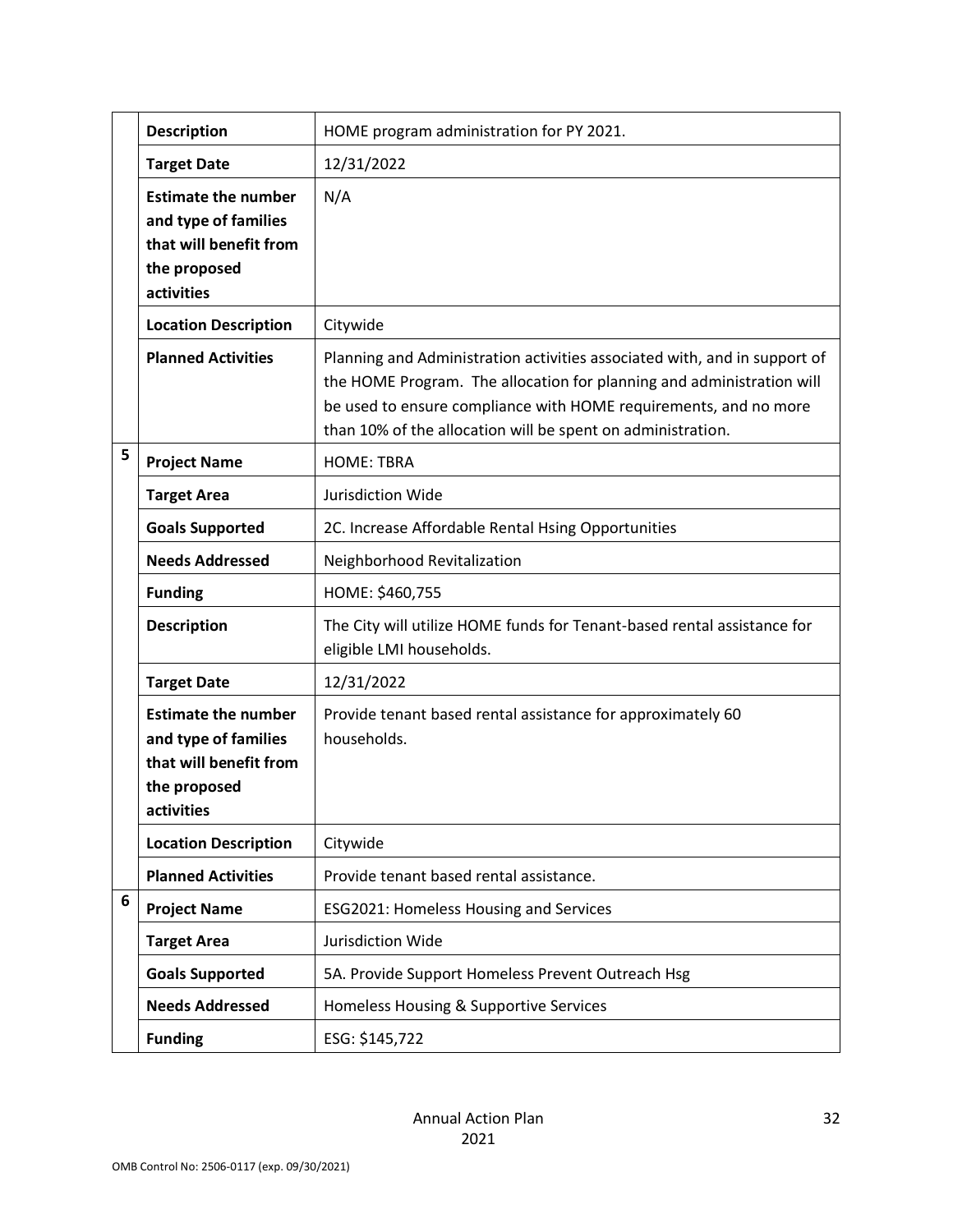| | | |
|---|---|---|
| | **Description** | HOME program administration for PY 2021. |
| | **Target Date** | 12/31/2022 |
| | **Estimate the number and type of families that will benefit from the proposed activities** | N/A |
| | **Location Description** | Citywide |
| | **Planned Activities** | Planning and Administration activities associated with, and in support of the HOME Program. The allocation for planning and administration will be used to ensure compliance with HOME requirements, and no more than 10% of the allocation will be spent on administration. |
| 5 | **Project Name** | HOME: TBRA |
| | **Target Area** | Jurisdiction Wide |
| | **Goals Supported** | 2C. Increase Affordable Rental Hsing Opportunities |
| | **Needs Addressed** | Neighborhood Revitalization |
| | **Funding** | HOME: $460,755 |
| | **Description** | The City will utilize HOME funds for Tenant-based rental assistance for eligible LMI households. |
| | **Target Date** | 12/31/2022 |
| | **Estimate the number and type of families that will benefit from the proposed activities** | Provide tenant based rental assistance for approximately 60 households. |
| | **Location Description** | Citywide |
| | **Planned Activities** | Provide tenant based rental assistance. |
| 6 | **Project Name** | ESG2021: Homeless Housing and Services |
| | **Target Area** | Jurisdiction Wide |
| | **Goals Supported** | 5A. Provide Support Homeless Prevent Outreach Hsg |
| | **Needs Addressed** | Homeless Housing & Supportive Services |
| | **Funding** | ESG: $145,722 |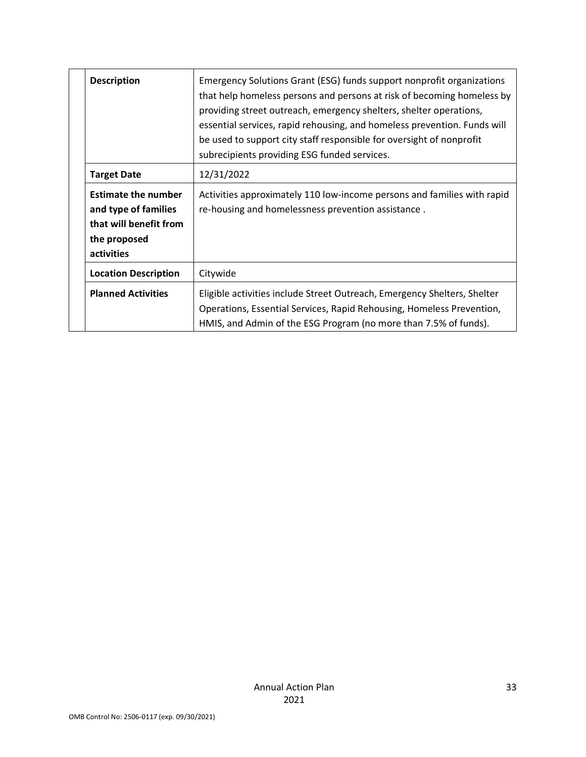| | | |
|---|---|---|
| | **Description** | Emergency Solutions Grant (ESG) funds support nonprofit organizations that help homeless persons and persons at risk of becoming homeless by providing street outreach, emergency shelters, shelter operations, essential services, rapid rehousing, and homeless prevention. Funds will be used to support city staff responsible for oversight of nonprofit subrecipients providing ESG funded services. |
| | **Target Date** | 12/31/2022 |
| | **Estimate the number and type of families that will benefit from the proposed activities** | Activities approximately 110 low-income persons and families with rapid re-housing and homelessness prevention assistance . |
| | **Location Description** | Citywide |
| | **Planned Activities** | Eligible activities include Street Outreach, Emergency Shelters, Shelter Operations, Essential Services, Rapid Rehousing, Homeless Prevention, HMIS, and Admin of the ESG Program (no more than 7.5% of funds). |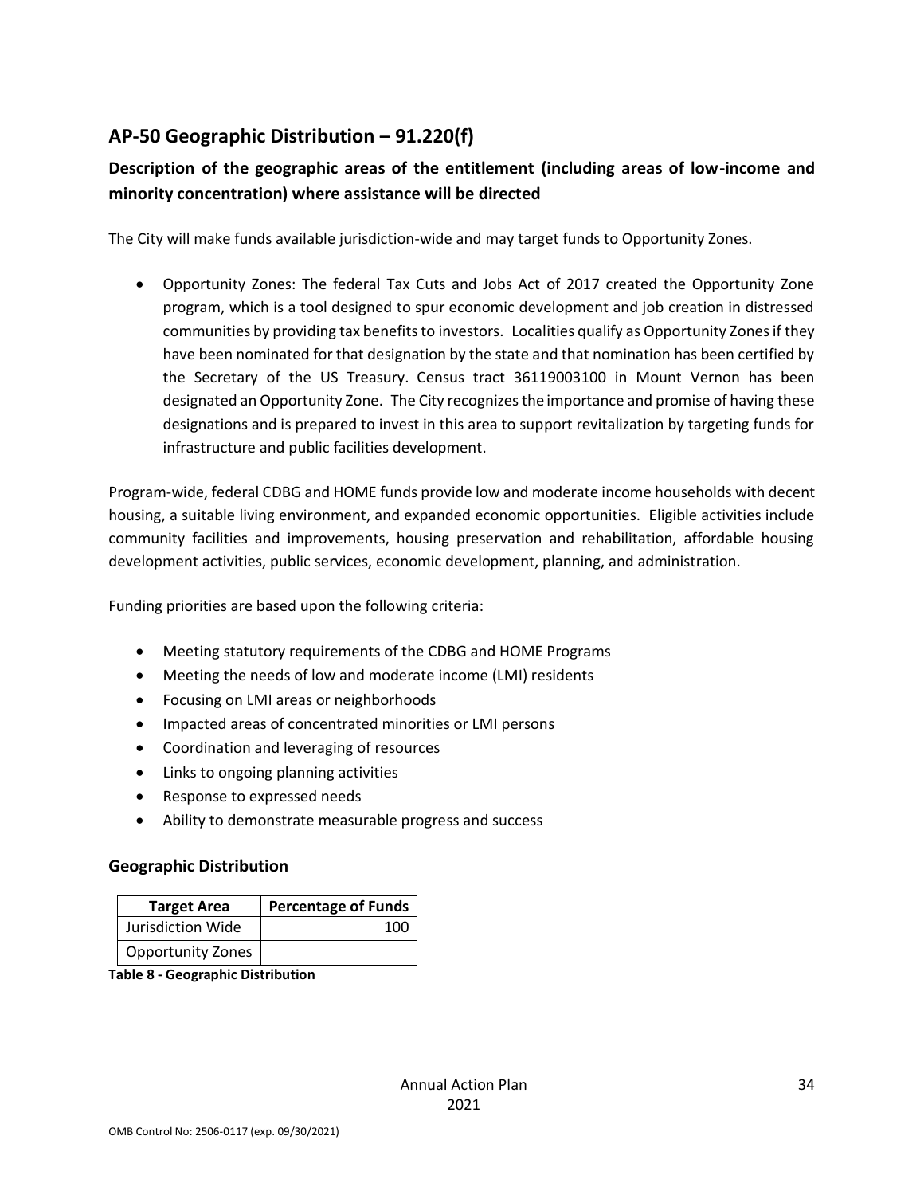## AP-50 Geographic Distribution – 91.220(f)

### Description of the geographic areas of the entitlement (including areas of low-income and minority concentration) where assistance will be directed

The City will make funds available jurisdiction-wide and may target funds to Opportunity Zones.

- Opportunity Zones: The federal Tax Cuts and Jobs Act of 2017 created the Opportunity Zone program, which is a tool designed to spur economic development and job creation in distressed communities by providing tax benefits to investors. Localities qualify as Opportunity Zones if they have been nominated for that designation by the state and that nomination has been certified by the Secretary of the US Treasury. Census tract 36119003100 in Mount Vernon has been designated an Opportunity Zone. The City recognizes the importance and promise of having these designations and is prepared to invest in this area to support revitalization by targeting funds for infrastructure and public facilities development.

Program-wide, federal CDBG and HOME funds provide low and moderate income households with decent housing, a suitable living environment, and expanded economic opportunities. Eligible activities include community facilities and improvements, housing preservation and rehabilitation, affordable housing development activities, public services, economic development, planning, and administration.

Funding priorities are based upon the following criteria:

- Meeting statutory requirements of the CDBG and HOME Programs
- Meeting the needs of low and moderate income (LMI) residents
- Focusing on LMI areas or neighborhoods
- Impacted areas of concentrated minorities or LMI persons
- Coordination and leveraging of resources
- Links to ongoing planning activities
- Response to expressed needs
- Ability to demonstrate measurable progress and success

### Geographic Distribution

| Target Area | Percentage of Funds |
|---|---|
| Jurisdiction Wide | 100 |
| Opportunity Zones | |

**Table 8 - Geographic Distribution**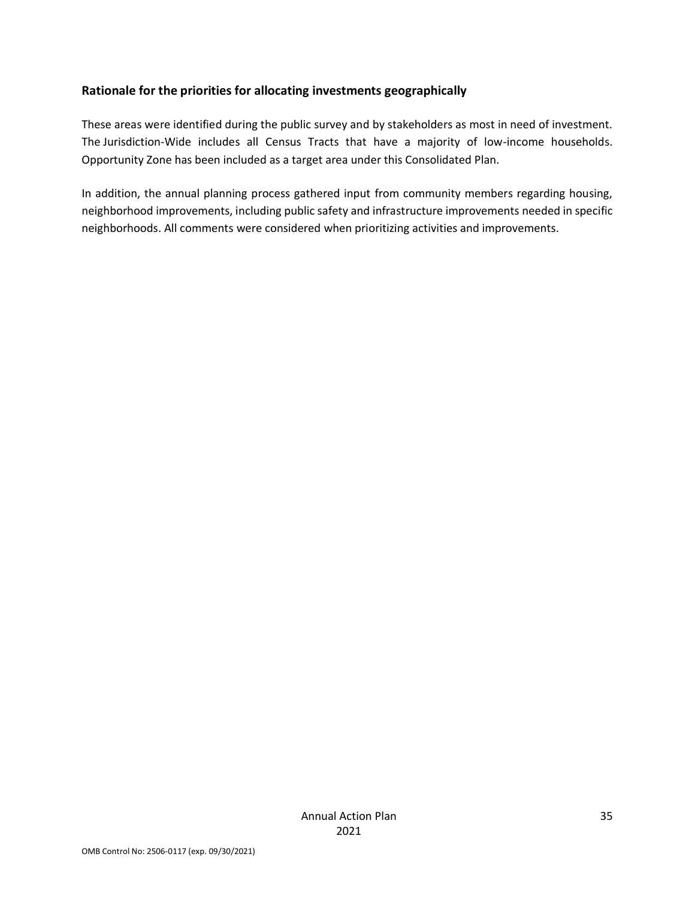**Rationale for the priorities for allocating investments geographically**

These areas were identified during the public survey and by stakeholders as most in need of investment. The Jurisdiction-Wide includes all Census Tracts that have a majority of low-income households. Opportunity Zone has been included as a target area under this Consolidated Plan.

In addition, the annual planning process gathered input from community members regarding housing, neighborhood improvements, including public safety and infrastructure improvements needed in specific neighborhoods. All comments were considered when prioritizing activities and improvements.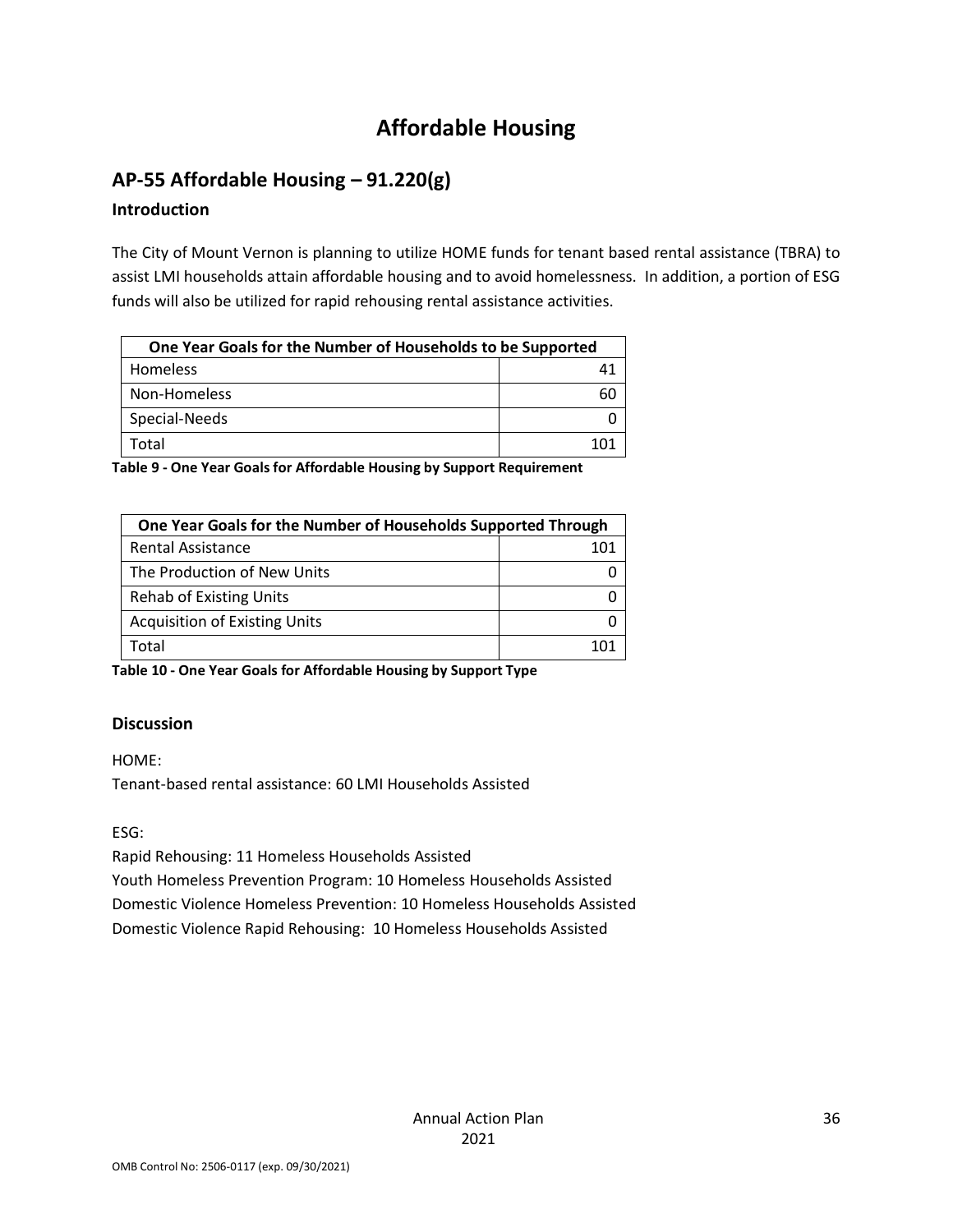# Affordable Housing

## AP-55 Affordable Housing – 91.220(g)

### Introduction

The City of Mount Vernon is planning to utilize HOME funds for tenant based rental assistance (TBRA) to assist LMI households attain affordable housing and to avoid homelessness. In addition, a portion of ESG funds will also be utilized for rapid rehousing rental assistance activities.

| One Year Goals for the Number of Households to be Supported | |
|---|---|
| Homeless | 41 |
| Non-Homeless | 60 |
| Special-Needs | 0 |
| Total | 101 |

**Table 9 - One Year Goals for Affordable Housing by Support Requirement**

| One Year Goals for the Number of Households Supported Through | |
|---|---|
| Rental Assistance | 101 |
| The Production of New Units | 0 |
| Rehab of Existing Units | 0 |
| Acquisition of Existing Units | 0 |
| Total | 101 |

**Table 10 - One Year Goals for Affordable Housing by Support Type**

### Discussion

HOME:
Tenant-based rental assistance: 60 LMI Households Assisted

ESG:
Rapid Rehousing: 11 Homeless Households Assisted
Youth Homeless Prevention Program: 10 Homeless Households Assisted
Domestic Violence Homeless Prevention: 10 Homeless Households Assisted
Domestic Violence Rapid Rehousing: 10 Homeless Households Assisted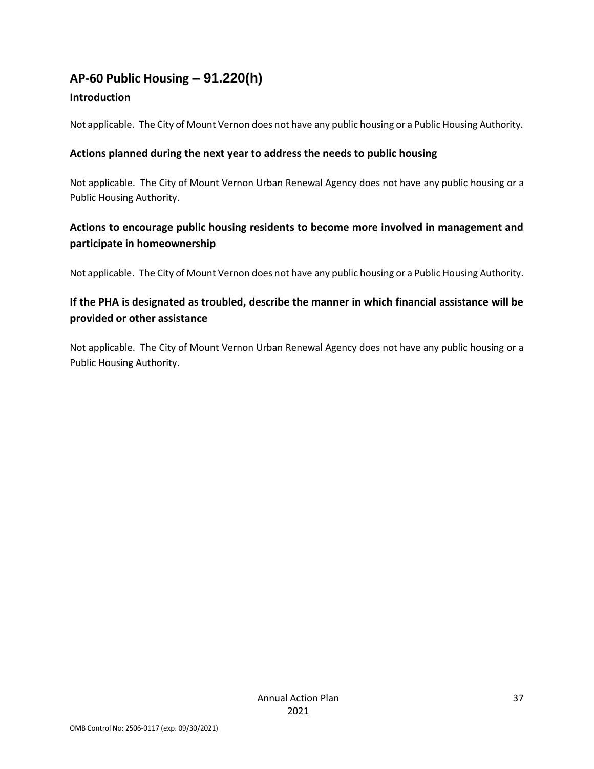## AP-60 Public Housing – 91.220(h)

### Introduction

Not applicable. The City of Mount Vernon does not have any public housing or a Public Housing Authority.

### Actions planned during the next year to address the needs to public housing

Not applicable. The City of Mount Vernon Urban Renewal Agency does not have any public housing or a Public Housing Authority.

### Actions to encourage public housing residents to become more involved in management and participate in homeownership

Not applicable. The City of Mount Vernon does not have any public housing or a Public Housing Authority.

### If the PHA is designated as troubled, describe the manner in which financial assistance will be provided or other assistance

Not applicable. The City of Mount Vernon Urban Renewal Agency does not have any public housing or a Public Housing Authority.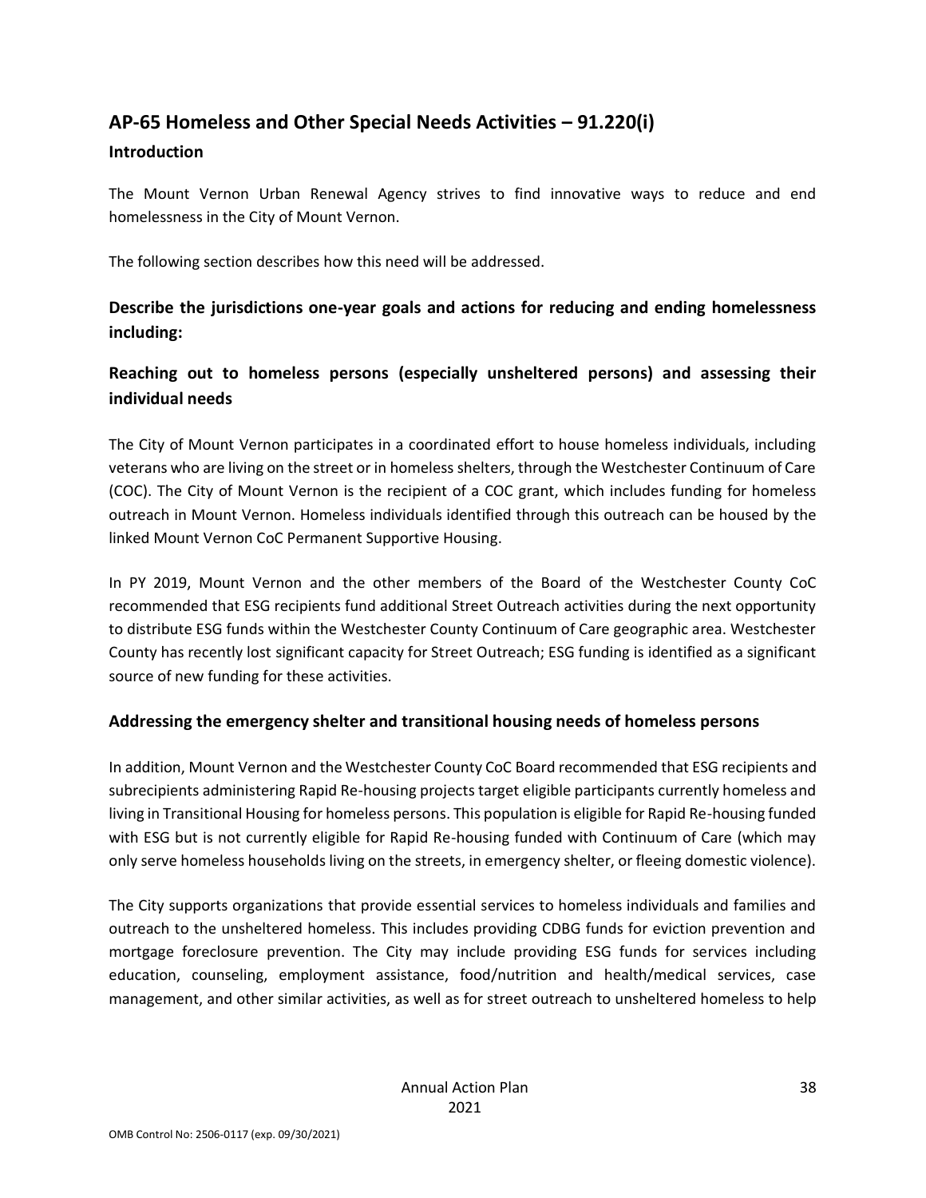## AP-65 Homeless and Other Special Needs Activities – 91.220(i)

### Introduction

The Mount Vernon Urban Renewal Agency strives to find innovative ways to reduce and end homelessness in the City of Mount Vernon.

The following section describes how this need will be addressed.

### Describe the jurisdictions one-year goals and actions for reducing and ending homelessness including:

### Reaching out to homeless persons (especially unsheltered persons) and assessing their individual needs

The City of Mount Vernon participates in a coordinated effort to house homeless individuals, including veterans who are living on the street or in homeless shelters, through the Westchester Continuum of Care (COC). The City of Mount Vernon is the recipient of a COC grant, which includes funding for homeless outreach in Mount Vernon. Homeless individuals identified through this outreach can be housed by the linked Mount Vernon CoC Permanent Supportive Housing.

In PY 2019, Mount Vernon and the other members of the Board of the Westchester County CoC recommended that ESG recipients fund additional Street Outreach activities during the next opportunity to distribute ESG funds within the Westchester County Continuum of Care geographic area. Westchester County has recently lost significant capacity for Street Outreach; ESG funding is identified as a significant source of new funding for these activities.

### Addressing the emergency shelter and transitional housing needs of homeless persons

In addition, Mount Vernon and the Westchester County CoC Board recommended that ESG recipients and subrecipients administering Rapid Re-housing projects target eligible participants currently homeless and living in Transitional Housing for homeless persons. This population is eligible for Rapid Re-housing funded with ESG but is not currently eligible for Rapid Re-housing funded with Continuum of Care (which may only serve homeless households living on the streets, in emergency shelter, or fleeing domestic violence).

The City supports organizations that provide essential services to homeless individuals and families and outreach to the unsheltered homeless. This includes providing CDBG funds for eviction prevention and mortgage foreclosure prevention. The City may include providing ESG funds for services including education, counseling, employment assistance, food/nutrition and health/medical services, case management, and other similar activities, as well as for street outreach to unsheltered homeless to help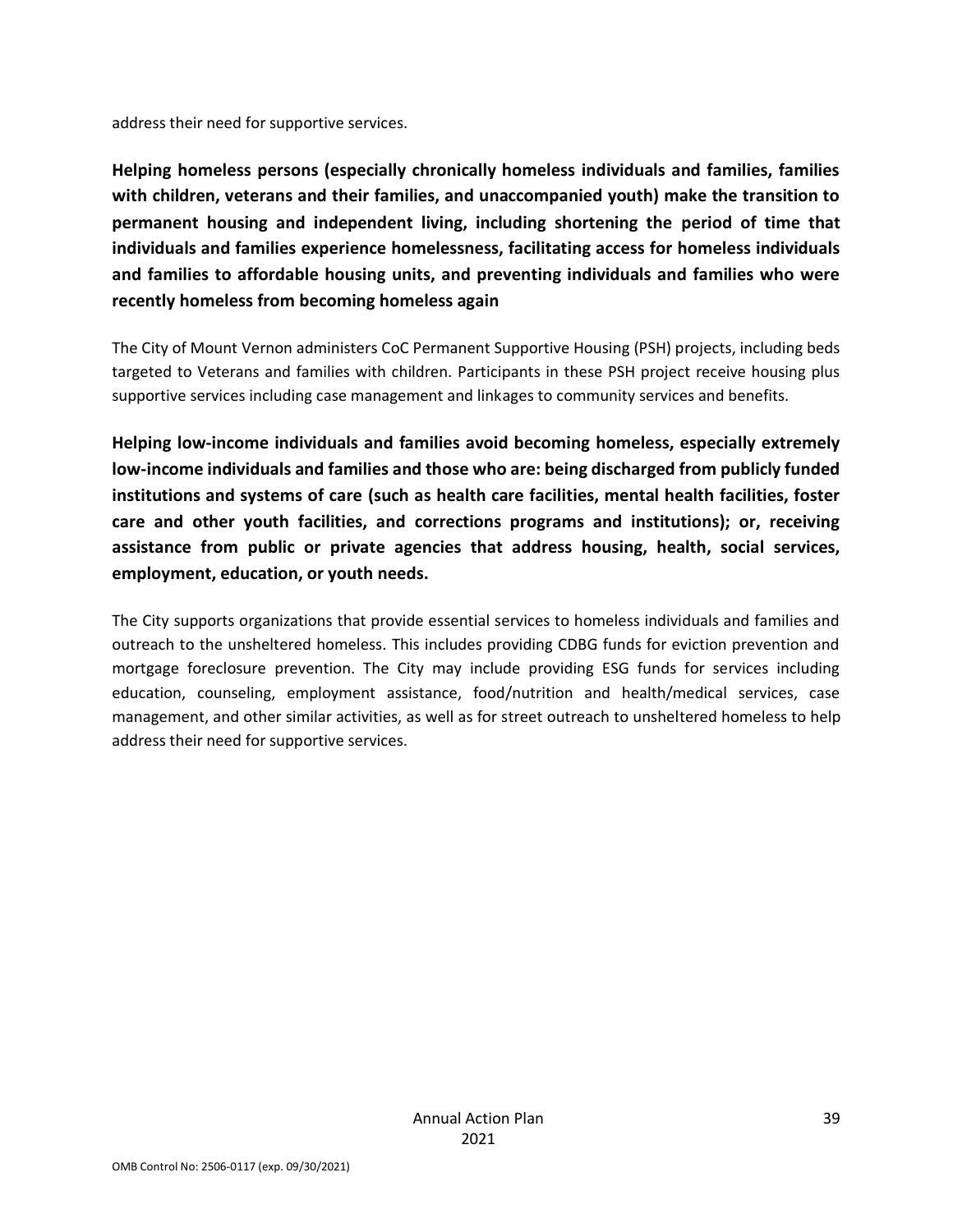address their need for supportive services.

**Helping homeless persons (especially chronically homeless individuals and families, families with children, veterans and their families, and unaccompanied youth) make the transition to permanent housing and independent living, including shortening the period of time that individuals and families experience homelessness, facilitating access for homeless individuals and families to affordable housing units, and preventing individuals and families who were recently homeless from becoming homeless again**

The City of Mount Vernon administers CoC Permanent Supportive Housing (PSH) projects, including beds targeted to Veterans and families with children. Participants in these PSH project receive housing plus supportive services including case management and linkages to community services and benefits.

**Helping low-income individuals and families avoid becoming homeless, especially extremely low-income individuals and families and those who are: being discharged from publicly funded institutions and systems of care (such as health care facilities, mental health facilities, foster care and other youth facilities, and corrections programs and institutions); or, receiving assistance from public or private agencies that address housing, health, social services, employment, education, or youth needs.**

The City supports organizations that provide essential services to homeless individuals and families and outreach to the unsheltered homeless. This includes providing CDBG funds for eviction prevention and mortgage foreclosure prevention. The City may include providing ESG funds for services including education, counseling, employment assistance, food/nutrition and health/medical services, case management, and other similar activities, as well as for street outreach to unsheltered homeless to help address their need for supportive services.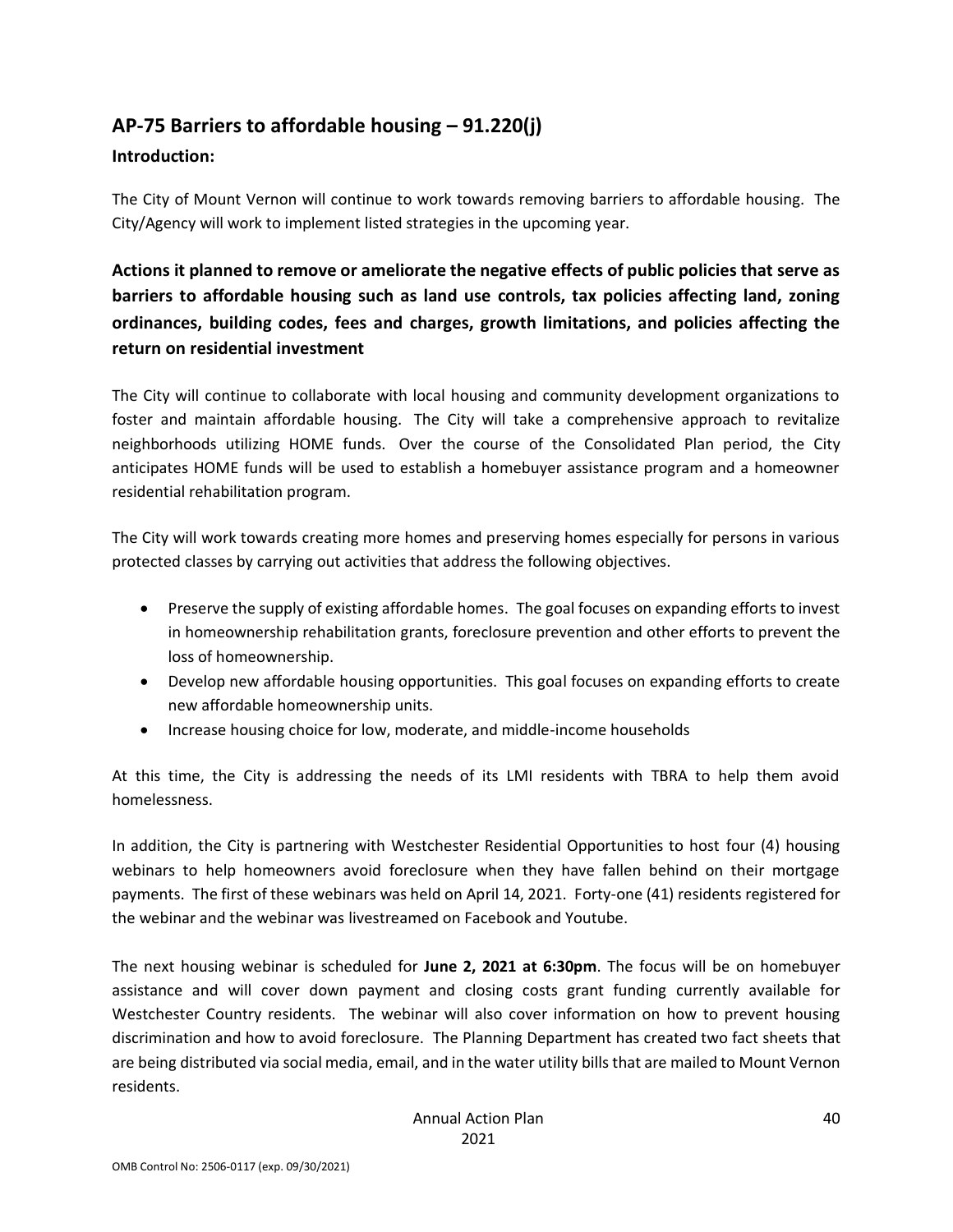## AP-75 Barriers to affordable housing – 91.220(j)

### Introduction:

The City of Mount Vernon will continue to work towards removing barriers to affordable housing. The City/Agency will work to implement listed strategies in the upcoming year.

### Actions it planned to remove or ameliorate the negative effects of public policies that serve as barriers to affordable housing such as land use controls, tax policies affecting land, zoning ordinances, building codes, fees and charges, growth limitations, and policies affecting the return on residential investment

The City will continue to collaborate with local housing and community development organizations to foster and maintain affordable housing. The City will take a comprehensive approach to revitalize neighborhoods utilizing HOME funds. Over the course of the Consolidated Plan period, the City anticipates HOME funds will be used to establish a homebuyer assistance program and a homeowner residential rehabilitation program.

The City will work towards creating more homes and preserving homes especially for persons in various protected classes by carrying out activities that address the following objectives.

- Preserve the supply of existing affordable homes. The goal focuses on expanding efforts to invest in homeownership rehabilitation grants, foreclosure prevention and other efforts to prevent the loss of homeownership.
- Develop new affordable housing opportunities. This goal focuses on expanding efforts to create new affordable homeownership units.
- Increase housing choice for low, moderate, and middle-income households

At this time, the City is addressing the needs of its LMI residents with TBRA to help them avoid homelessness.

In addition, the City is partnering with Westchester Residential Opportunities to host four (4) housing webinars to help homeowners avoid foreclosure when they have fallen behind on their mortgage payments. The first of these webinars was held on April 14, 2021. Forty-one (41) residents registered for the webinar and the webinar was livestreamed on Facebook and Youtube.

The next housing webinar is scheduled for **June 2, 2021 at 6:30pm**. The focus will be on homebuyer assistance and will cover down payment and closing costs grant funding currently available for Westchester Country residents. The webinar will also cover information on how to prevent housing discrimination and how to avoid foreclosure. The Planning Department has created two fact sheets that are being distributed via social media, email, and in the water utility bills that are mailed to Mount Vernon residents.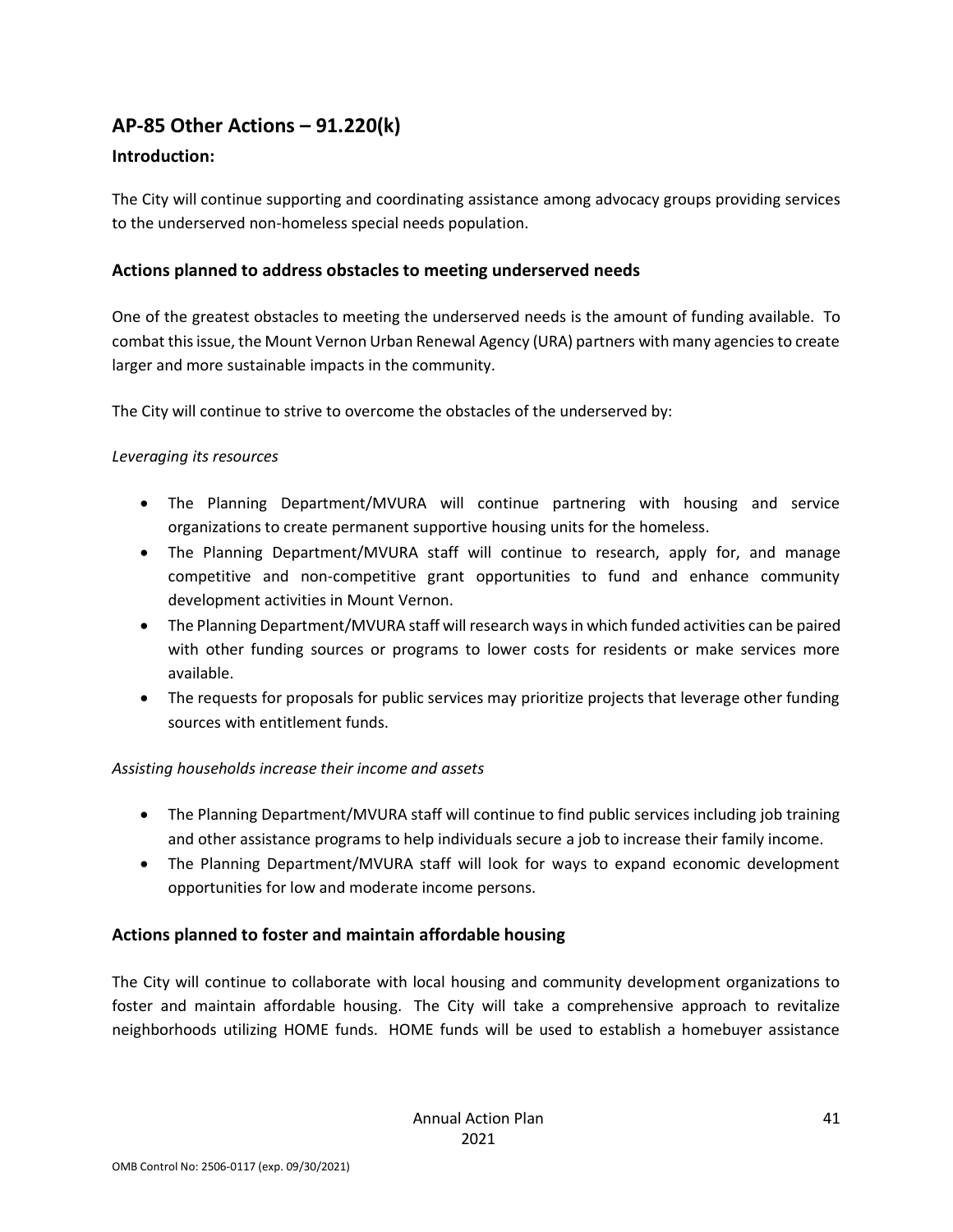## AP-85 Other Actions – 91.220(k)

### Introduction:

The City will continue supporting and coordinating assistance among advocacy groups providing services to the underserved non-homeless special needs population.

### Actions planned to address obstacles to meeting underserved needs

One of the greatest obstacles to meeting the underserved needs is the amount of funding available. To combat this issue, the Mount Vernon Urban Renewal Agency (URA) partners with many agencies to create larger and more sustainable impacts in the community.

The City will continue to strive to overcome the obstacles of the underserved by:

*Leveraging its resources*

- The Planning Department/MVURA will continue partnering with housing and service organizations to create permanent supportive housing units for the homeless.
- The Planning Department/MVURA staff will continue to research, apply for, and manage competitive and non-competitive grant opportunities to fund and enhance community development activities in Mount Vernon.
- The Planning Department/MVURA staff will research ways in which funded activities can be paired with other funding sources or programs to lower costs for residents or make services more available.
- The requests for proposals for public services may prioritize projects that leverage other funding sources with entitlement funds.

*Assisting households increase their income and assets*

- The Planning Department/MVURA staff will continue to find public services including job training and other assistance programs to help individuals secure a job to increase their family income.
- The Planning Department/MVURA staff will look for ways to expand economic development opportunities for low and moderate income persons.

### Actions planned to foster and maintain affordable housing

The City will continue to collaborate with local housing and community development organizations to foster and maintain affordable housing. The City will take a comprehensive approach to revitalize neighborhoods utilizing HOME funds. HOME funds will be used to establish a homebuyer assistance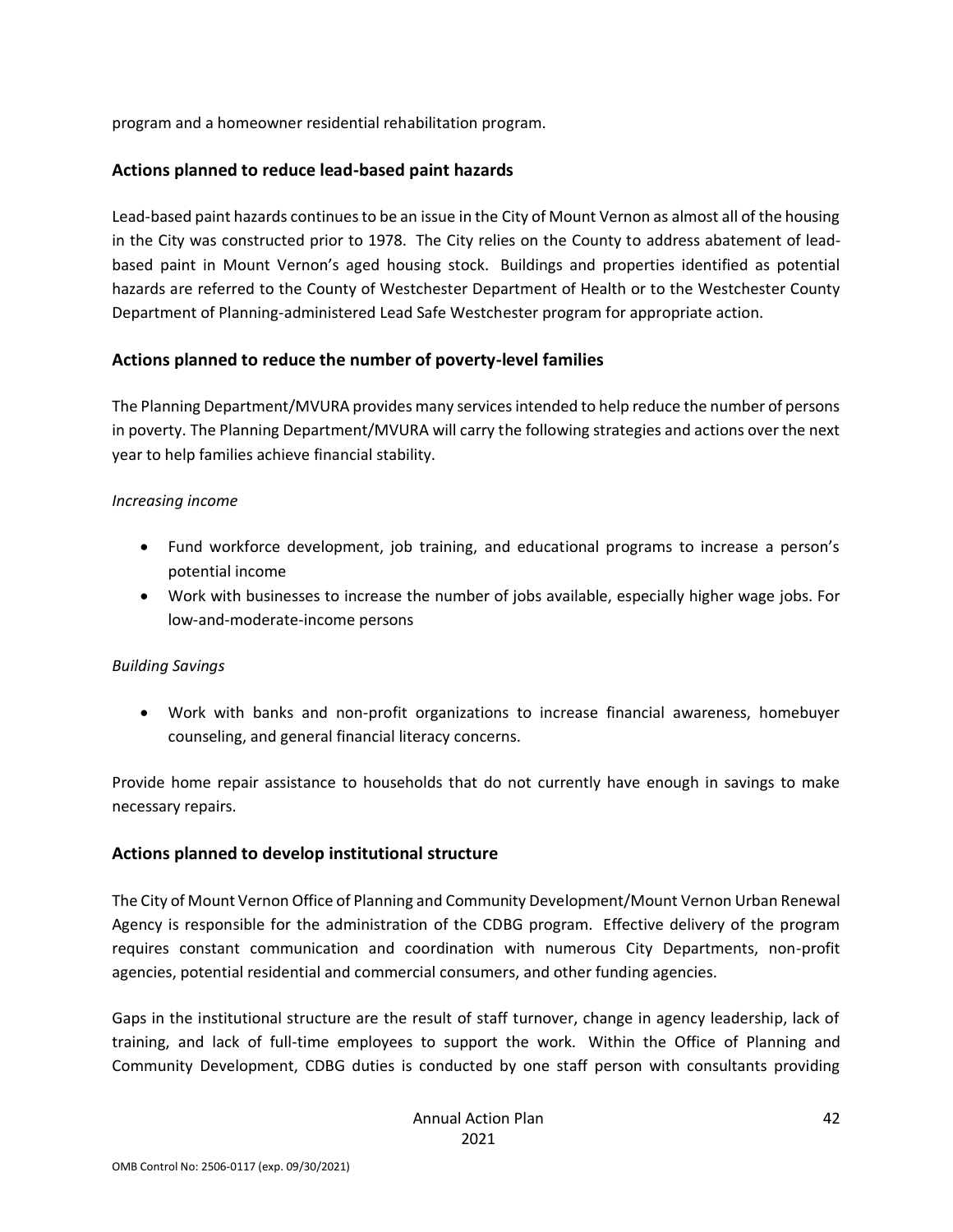program and a homeowner residential rehabilitation program.

## Actions planned to reduce lead-based paint hazards

Lead-based paint hazards continues to be an issue in the City of Mount Vernon as almost all of the housing in the City was constructed prior to 1978. The City relies on the County to address abatement of lead-based paint in Mount Vernon's aged housing stock. Buildings and properties identified as potential hazards are referred to the County of Westchester Department of Health or to the Westchester County Department of Planning-administered Lead Safe Westchester program for appropriate action.

## Actions planned to reduce the number of poverty-level families

The Planning Department/MVURA provides many services intended to help reduce the number of persons in poverty. The Planning Department/MVURA will carry the following strategies and actions over the next year to help families achieve financial stability.

*Increasing income*

- Fund workforce development, job training, and educational programs to increase a person's potential income
- Work with businesses to increase the number of jobs available, especially higher wage jobs. For low-and-moderate-income persons

*Building Savings*

- Work with banks and non-profit organizations to increase financial awareness, homebuyer counseling, and general financial literacy concerns.

Provide home repair assistance to households that do not currently have enough in savings to make necessary repairs.

## Actions planned to develop institutional structure

The City of Mount Vernon Office of Planning and Community Development/Mount Vernon Urban Renewal Agency is responsible for the administration of the CDBG program. Effective delivery of the program requires constant communication and coordination with numerous City Departments, non-profit agencies, potential residential and commercial consumers, and other funding agencies.

Gaps in the institutional structure are the result of staff turnover, change in agency leadership, lack of training, and lack of full-time employees to support the work. Within the Office of Planning and Community Development, CDBG duties is conducted by one staff person with consultants providing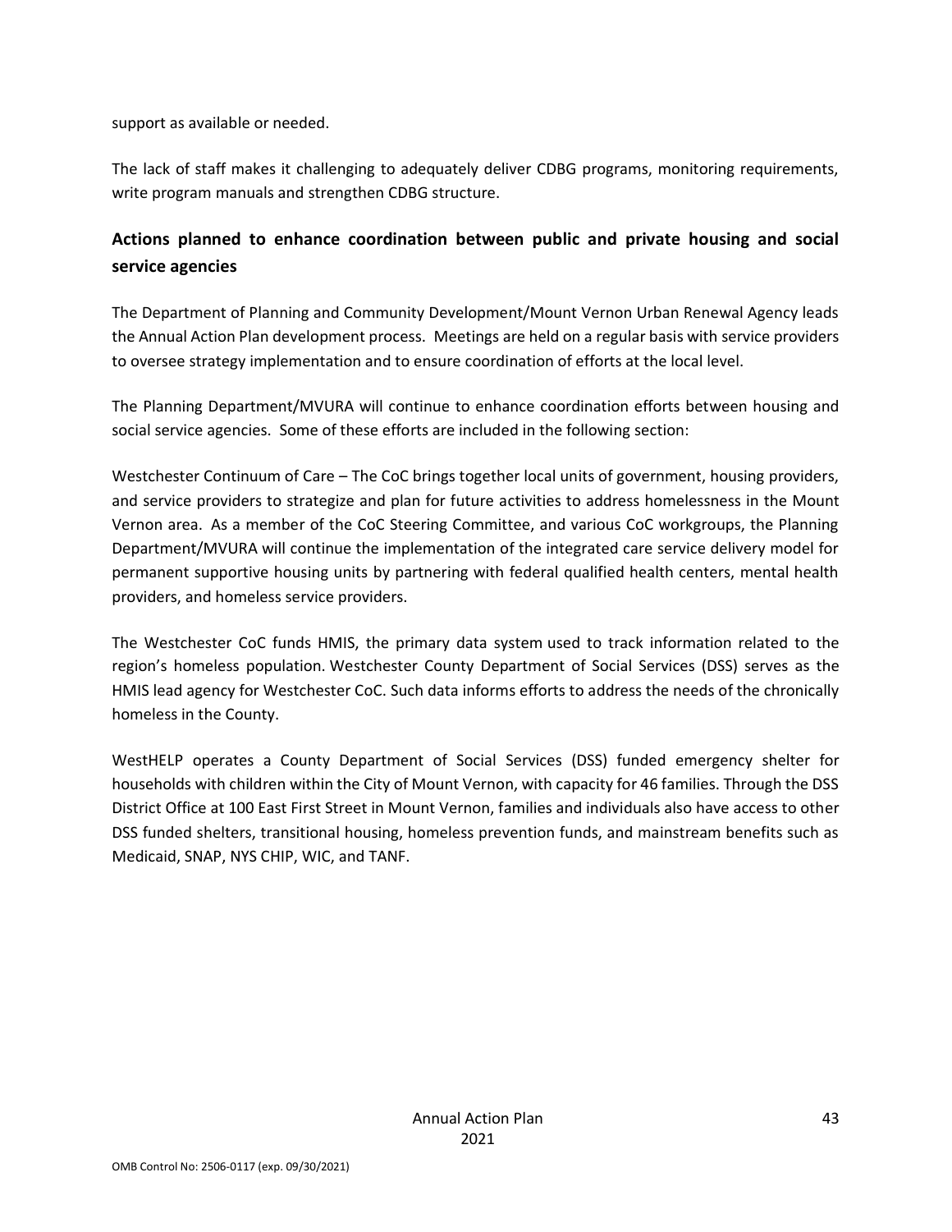support as available or needed.

The lack of staff makes it challenging to adequately deliver CDBG programs, monitoring requirements, write program manuals and strengthen CDBG structure.

## Actions planned to enhance coordination between public and private housing and social service agencies

The Department of Planning and Community Development/Mount Vernon Urban Renewal Agency leads the Annual Action Plan development process. Meetings are held on a regular basis with service providers to oversee strategy implementation and to ensure coordination of efforts at the local level.

The Planning Department/MVURA will continue to enhance coordination efforts between housing and social service agencies. Some of these efforts are included in the following section:

Westchester Continuum of Care – The CoC brings together local units of government, housing providers, and service providers to strategize and plan for future activities to address homelessness in the Mount Vernon area. As a member of the CoC Steering Committee, and various CoC workgroups, the Planning Department/MVURA will continue the implementation of the integrated care service delivery model for permanent supportive housing units by partnering with federal qualified health centers, mental health providers, and homeless service providers.

The Westchester CoC funds HMIS, the primary data system used to track information related to the region's homeless population. Westchester County Department of Social Services (DSS) serves as the HMIS lead agency for Westchester CoC. Such data informs efforts to address the needs of the chronically homeless in the County.

WestHELP operates a County Department of Social Services (DSS) funded emergency shelter for households with children within the City of Mount Vernon, with capacity for 46 families. Through the DSS District Office at 100 East First Street in Mount Vernon, families and individuals also have access to other DSS funded shelters, transitional housing, homeless prevention funds, and mainstream benefits such as Medicaid, SNAP, NYS CHIP, WIC, and TANF.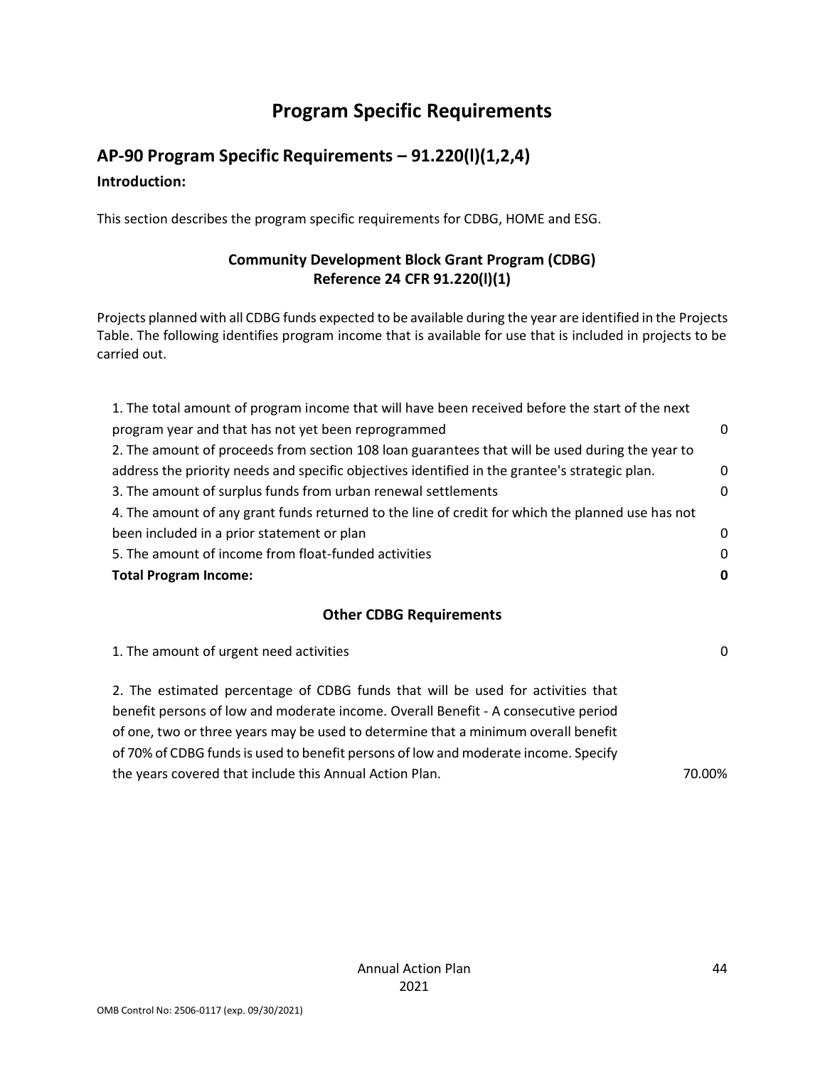# Program Specific Requirements

## AP-90 Program Specific Requirements – 91.220(l)(1,2,4)

### Introduction:

This section describes the program specific requirements for CDBG, HOME and ESG.

**Community Development Block Grant Program (CDBG)**
**Reference 24 CFR 91.220(l)(1)**

Projects planned with all CDBG funds expected to be available during the year are identified in the Projects Table. The following identifies program income that is available for use that is included in projects to be carried out.

| | |
|---|---|
| 1. The total amount of program income that will have been received before the start of the next program year and that has not yet been reprogrammed | 0 |
| 2. The amount of proceeds from section 108 loan guarantees that will be used during the year to address the priority needs and specific objectives identified in the grantee's strategic plan. | 0 |
| 3. The amount of surplus funds from urban renewal settlements | 0 |
| 4. The amount of any grant funds returned to the line of credit for which the planned use has not been included in a prior statement or plan | 0 |
| 5. The amount of income from float-funded activities | 0 |
| **Total Program Income:** | **0** |

**Other CDBG Requirements**

| | |
|---|---|
| 1. The amount of urgent need activities | 0 |
| 2. The estimated percentage of CDBG funds that will be used for activities that benefit persons of low and moderate income. Overall Benefit - A consecutive period of one, two or three years may be used to determine that a minimum overall benefit of 70% of CDBG funds is used to benefit persons of low and moderate income. Specify the years covered that include this Annual Action Plan. | 70.00% |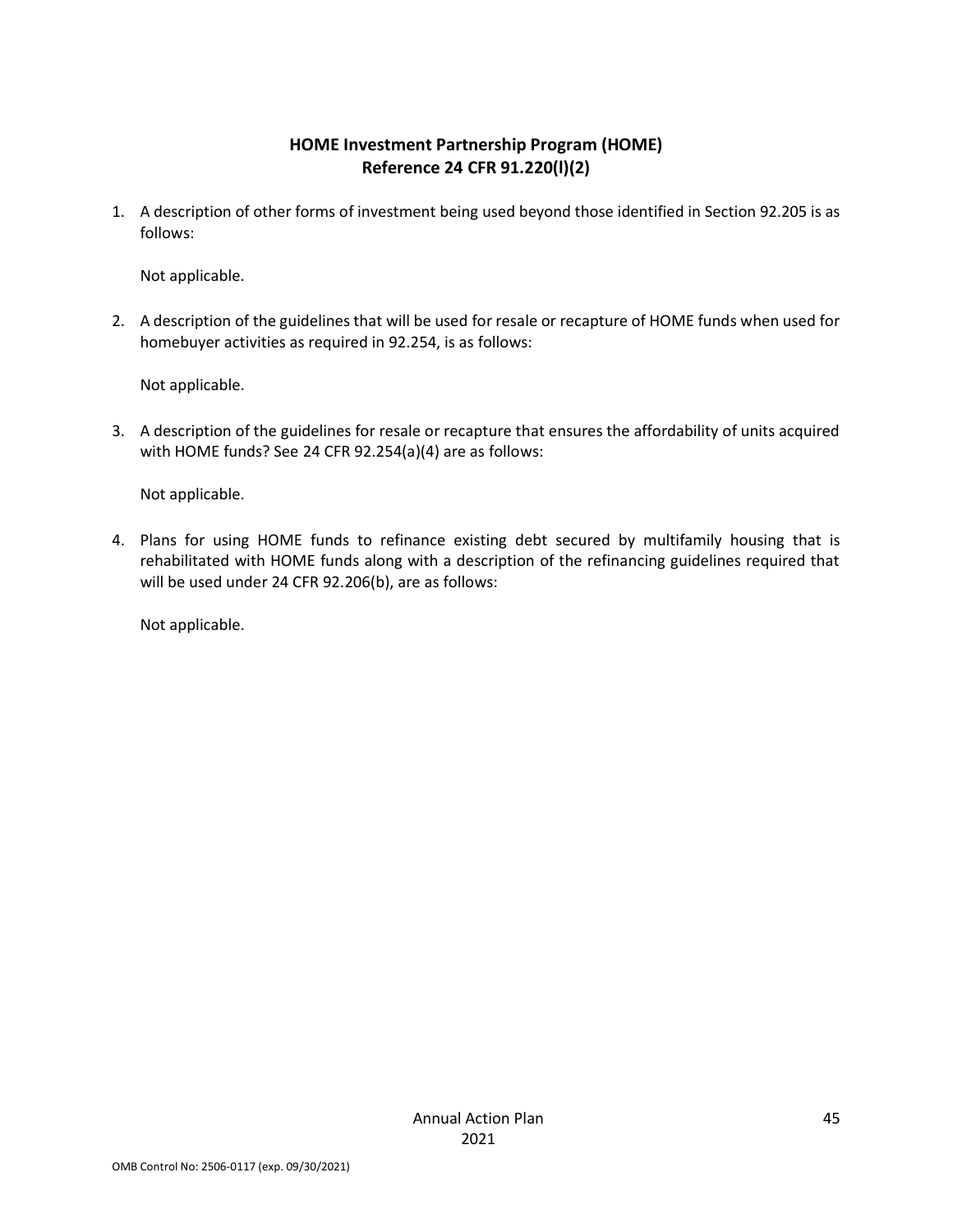## HOME Investment Partnership Program (HOME)
## Reference 24 CFR 91.220(l)(2)

1. A description of other forms of investment being used beyond those identified in Section 92.205 is as follows:

   Not applicable.

2. A description of the guidelines that will be used for resale or recapture of HOME funds when used for homebuyer activities as required in 92.254, is as follows:

   Not applicable.

3. A description of the guidelines for resale or recapture that ensures the affordability of units acquired with HOME funds? See 24 CFR 92.254(a)(4) are as follows:

   Not applicable.

4. Plans for using HOME funds to refinance existing debt secured by multifamily housing that is rehabilitated with HOME funds along with a description of the refinancing guidelines required that will be used under 24 CFR 92.206(b), are as follows:

   Not applicable.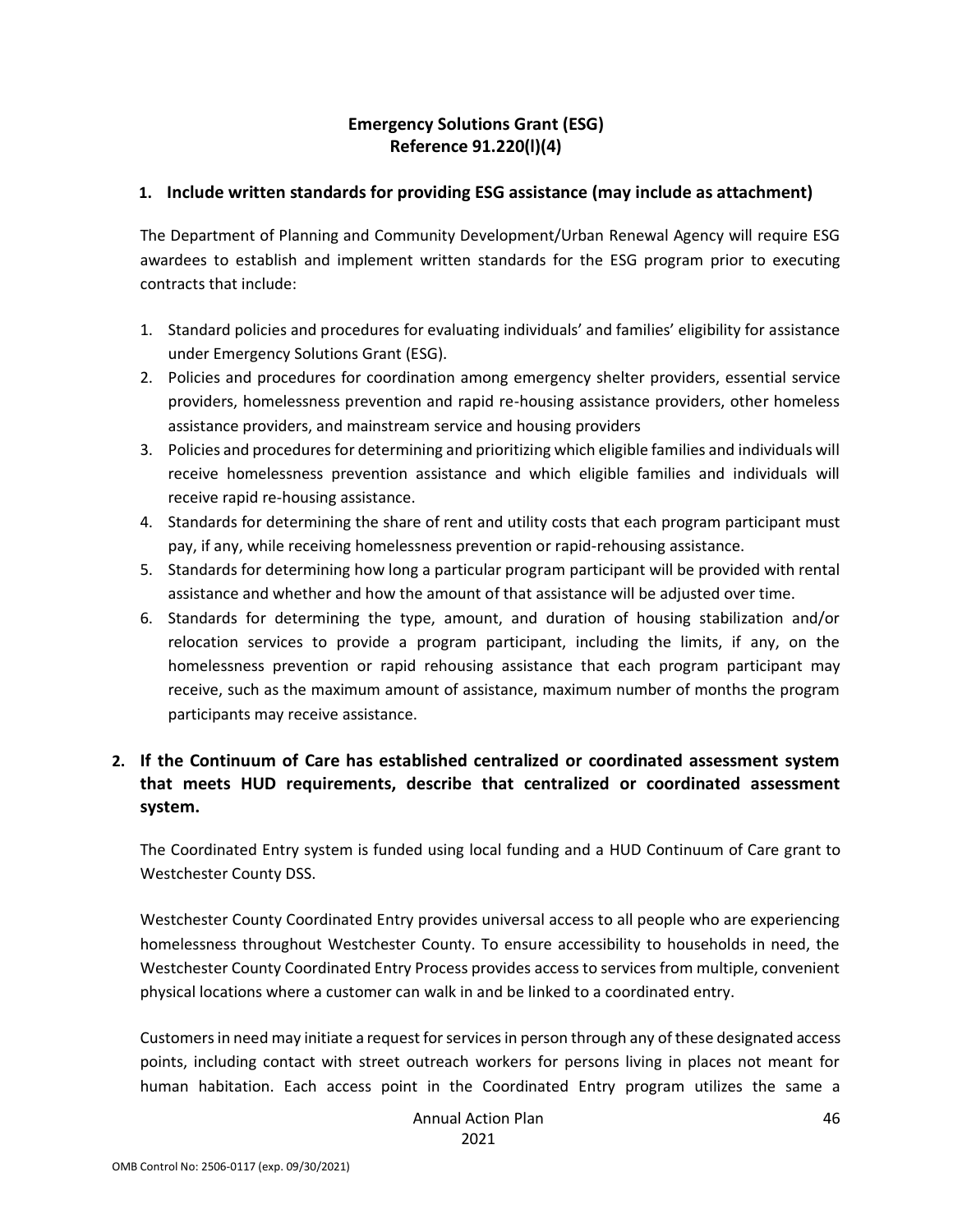## Emergency Solutions Grant (ESG)
## Reference 91.220(l)(4)

### 1. Include written standards for providing ESG assistance (may include as attachment)

The Department of Planning and Community Development/Urban Renewal Agency will require ESG awardees to establish and implement written standards for the ESG program prior to executing contracts that include:

1. Standard policies and procedures for evaluating individuals' and families' eligibility for assistance under Emergency Solutions Grant (ESG).
2. Policies and procedures for coordination among emergency shelter providers, essential service providers, homelessness prevention and rapid re-housing assistance providers, other homeless assistance providers, and mainstream service and housing providers
3. Policies and procedures for determining and prioritizing which eligible families and individuals will receive homelessness prevention assistance and which eligible families and individuals will receive rapid re-housing assistance.
4. Standards for determining the share of rent and utility costs that each program participant must pay, if any, while receiving homelessness prevention or rapid-rehousing assistance.
5. Standards for determining how long a particular program participant will be provided with rental assistance and whether and how the amount of that assistance will be adjusted over time.
6. Standards for determining the type, amount, and duration of housing stabilization and/or relocation services to provide a program participant, including the limits, if any, on the homelessness prevention or rapid rehousing assistance that each program participant may receive, such as the maximum amount of assistance, maximum number of months the program participants may receive assistance.

### 2. If the Continuum of Care has established centralized or coordinated assessment system that meets HUD requirements, describe that centralized or coordinated assessment system.

The Coordinated Entry system is funded using local funding and a HUD Continuum of Care grant to Westchester County DSS.

Westchester County Coordinated Entry provides universal access to all people who are experiencing homelessness throughout Westchester County. To ensure accessibility to households in need, the Westchester County Coordinated Entry Process provides access to services from multiple, convenient physical locations where a customer can walk in and be linked to a coordinated entry.

Customers in need may initiate a request for services in person through any of these designated access points, including contact with street outreach workers for persons living in places not meant for human habitation. Each access point in the Coordinated Entry program utilizes the same a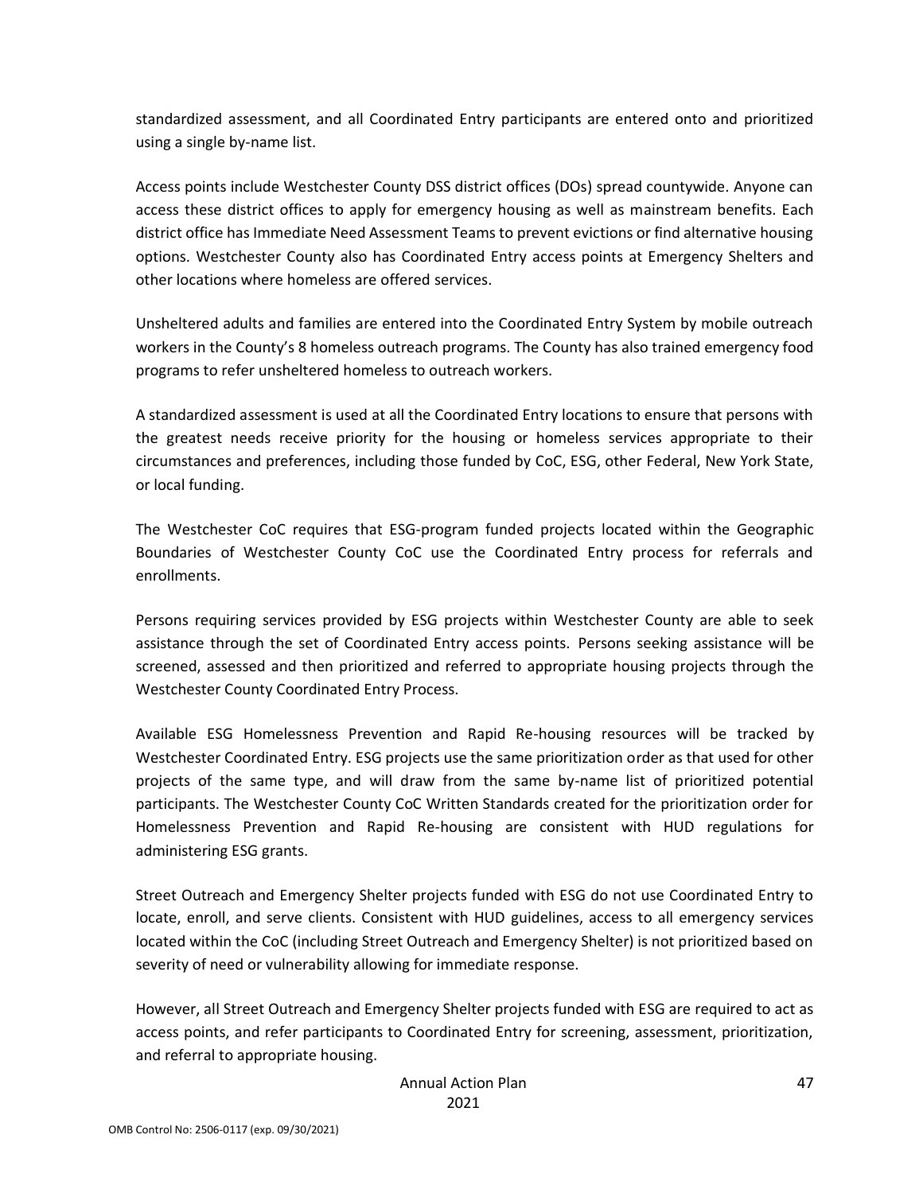standardized assessment, and all Coordinated Entry participants are entered onto and prioritized using a single by-name list.

Access points include Westchester County DSS district offices (DOs) spread countywide. Anyone can access these district offices to apply for emergency housing as well as mainstream benefits. Each district office has Immediate Need Assessment Teams to prevent evictions or find alternative housing options. Westchester County also has Coordinated Entry access points at Emergency Shelters and other locations where homeless are offered services.

Unsheltered adults and families are entered into the Coordinated Entry System by mobile outreach workers in the County's 8 homeless outreach programs. The County has also trained emergency food programs to refer unsheltered homeless to outreach workers.

A standardized assessment is used at all the Coordinated Entry locations to ensure that persons with the greatest needs receive priority for the housing or homeless services appropriate to their circumstances and preferences, including those funded by CoC, ESG, other Federal, New York State, or local funding.

The Westchester CoC requires that ESG-program funded projects located within the Geographic Boundaries of Westchester County CoC use the Coordinated Entry process for referrals and enrollments.

Persons requiring services provided by ESG projects within Westchester County are able to seek assistance through the set of Coordinated Entry access points. Persons seeking assistance will be screened, assessed and then prioritized and referred to appropriate housing projects through the Westchester County Coordinated Entry Process.

Available ESG Homelessness Prevention and Rapid Re-housing resources will be tracked by Westchester Coordinated Entry. ESG projects use the same prioritization order as that used for other projects of the same type, and will draw from the same by-name list of prioritized potential participants. The Westchester County CoC Written Standards created for the prioritization order for Homelessness Prevention and Rapid Re-housing are consistent with HUD regulations for administering ESG grants.

Street Outreach and Emergency Shelter projects funded with ESG do not use Coordinated Entry to locate, enroll, and serve clients. Consistent with HUD guidelines, access to all emergency services located within the CoC (including Street Outreach and Emergency Shelter) is not prioritized based on severity of need or vulnerability allowing for immediate response.

However, all Street Outreach and Emergency Shelter projects funded with ESG are required to act as access points, and refer participants to Coordinated Entry for screening, assessment, prioritization, and referral to appropriate housing.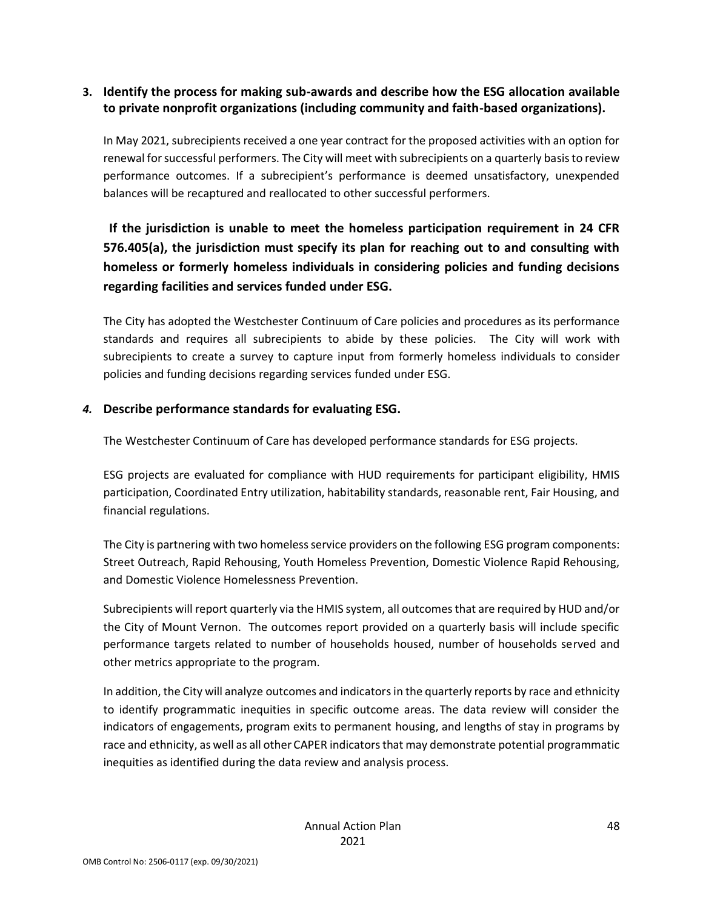**3. Identify the process for making sub-awards and describe how the ESG allocation available to private nonprofit organizations (including community and faith-based organizations).**

In May 2021, subrecipients received a one year contract for the proposed activities with an option for renewal for successful performers. The City will meet with subrecipients on a quarterly basis to review performance outcomes. If a subrecipient's performance is deemed unsatisfactory, unexpended balances will be recaptured and reallocated to other successful performers.

**If the jurisdiction is unable to meet the homeless participation requirement in 24 CFR 576.405(a), the jurisdiction must specify its plan for reaching out to and consulting with homeless or formerly homeless individuals in considering policies and funding decisions regarding facilities and services funded under ESG.**

The City has adopted the Westchester Continuum of Care policies and procedures as its performance standards and requires all subrecipients to abide by these policies. The City will work with subrecipients to create a survey to capture input from formerly homeless individuals to consider policies and funding decisions regarding services funded under ESG.

***4.* Describe performance standards for evaluating ESG.**

The Westchester Continuum of Care has developed performance standards for ESG projects.

ESG projects are evaluated for compliance with HUD requirements for participant eligibility, HMIS participation, Coordinated Entry utilization, habitability standards, reasonable rent, Fair Housing, and financial regulations.

The City is partnering with two homeless service providers on the following ESG program components: Street Outreach, Rapid Rehousing, Youth Homeless Prevention, Domestic Violence Rapid Rehousing, and Domestic Violence Homelessness Prevention.

Subrecipients will report quarterly via the HMIS system, all outcomes that are required by HUD and/or the City of Mount Vernon. The outcomes report provided on a quarterly basis will include specific performance targets related to number of households housed, number of households served and other metrics appropriate to the program.

In addition, the City will analyze outcomes and indicators in the quarterly reports by race and ethnicity to identify programmatic inequities in specific outcome areas. The data review will consider the indicators of engagements, program exits to permanent housing, and lengths of stay in programs by race and ethnicity, as well as all other CAPER indicators that may demonstrate potential programmatic inequities as identified during the data review and analysis process.